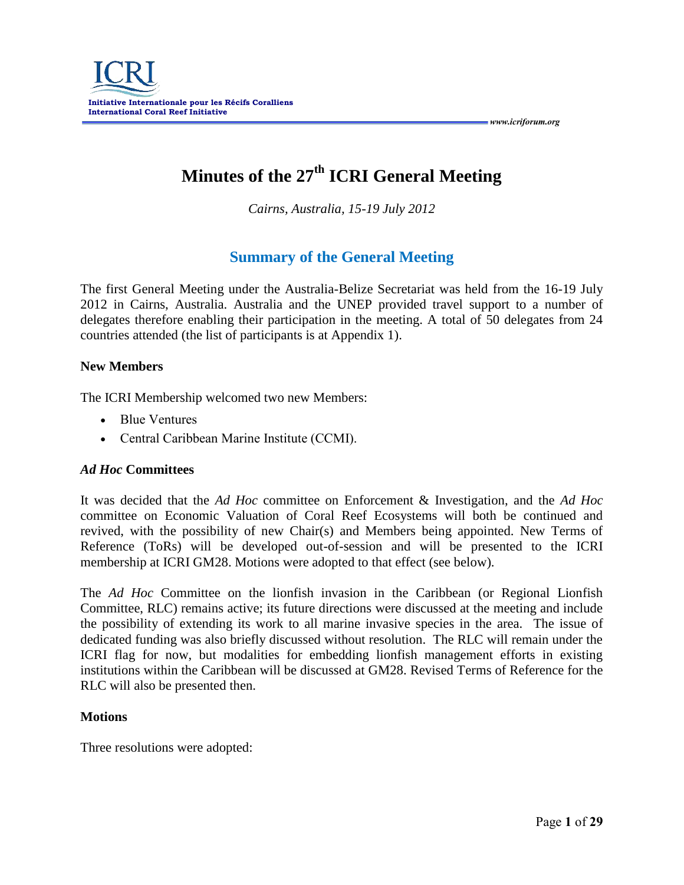# Minutes of the 27th ICRI General Meeting

*Cairns, Australia, 15-19 July 2012*

## Summary of the General Meeting

The first General Meeting under the Australia-Belize Secretariat was held from the 16-19 July 2012 in Cairns, Australia. Australia and the UNEP provided travel support to a number of delegates therefore enabling their participation in the meeting. A total of 50 delegates from 24 countries attended (the list of participants is at Appendix 1).

### New Members

The ICRI Membership welcomed two new Members:

- Blue Ventures
- Central Caribbean Marine Institute (CCMI).

### *Ad Hoc* Committees

It was decided that the *Ad Hoc* committee on Enforcement & Investigation, and the *Ad Hoc* committee on Economic Valuation of Coral Reef Ecosystems will both be continued and revived, with the possibility of new Chair(s) and Members being appointed. New Terms of Reference (ToRs) will be developed out-of-session and will be presented to the ICRI membership at ICRI GM28. Motions were adopted to that effect (see below).

The *Ad Hoc* Committee on the lionfish invasion in the Caribbean (or Regional Lionfish Committee, RLC) remains active; its future directions were discussed at the meeting and include the possibility of extending its work to all marine invasive species in the area. The issue of dedicated funding was also briefly discussed without resolution. The RLC will remain under the ICRI flag for now, but modalities for embedding lionfish management efforts in existing institutions within the Caribbean will be discussed at GM28. Revised Terms of Reference for the RLC will also be presented then.

### Motions

Three resolutions were adopted: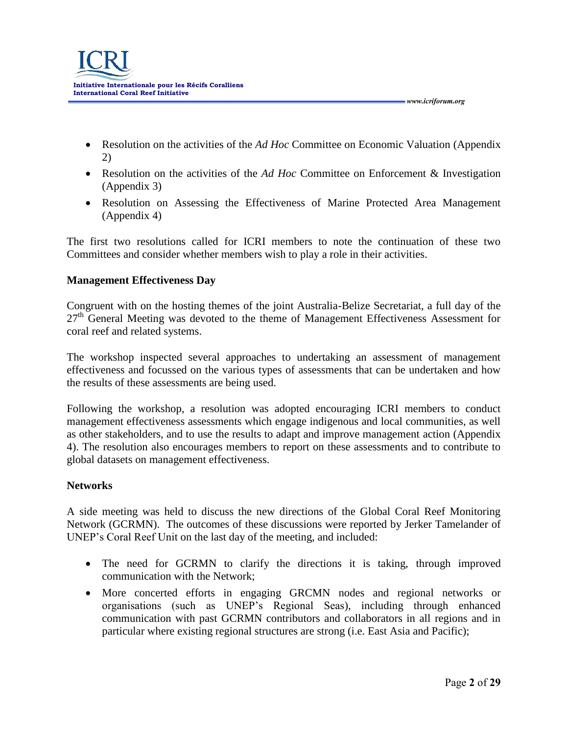- Resolution on the activities of the *Ad Hoc* Committee on Economic Valuation (Appendix 2)
- Resolution on the activities of the *Ad Hoc* Committee on Enforcement & Investigation (Appendix 3)
- Resolution on Assessing the Effectiveness of Marine Protected Area Management (Appendix 4)

The first two resolutions called for ICRI members to note the continuation of these two Committees and consider whether members wish to play a role in their activities.

**Management Effectiveness Day**

Congruent with on the hosting themes of the joint Australia-Belize Secretariat, a full day of the 27th General Meeting was devoted to the theme of Management Effectiveness Assessment for coral reef and related systems.

The workshop inspected several approaches to undertaking an assessment of management effectiveness and focussed on the various types of assessments that can be undertaken and how the results of these assessments are being used.

Following the workshop, a resolution was adopted encouraging ICRI members to conduct management effectiveness assessments which engage indigenous and local communities, as well as other stakeholders, and to use the results to adapt and improve management action (Appendix 4). The resolution also encourages members to report on these assessments and to contribute to global datasets on management effectiveness.

**Networks**

A side meeting was held to discuss the new directions of the Global Coral Reef Monitoring Network (GCRMN). The outcomes of these discussions were reported by Jerker Tamelander of UNEP's Coral Reef Unit on the last day of the meeting, and included:

- The need for GCRMN to clarify the directions it is taking, through improved communication with the Network;
- More concerted efforts in engaging GRCMN nodes and regional networks or organisations (such as UNEP's Regional Seas), including through enhanced communication with past GCRMN contributors and collaborators in all regions and in particular where existing regional structures are strong (i.e. East Asia and Pacific);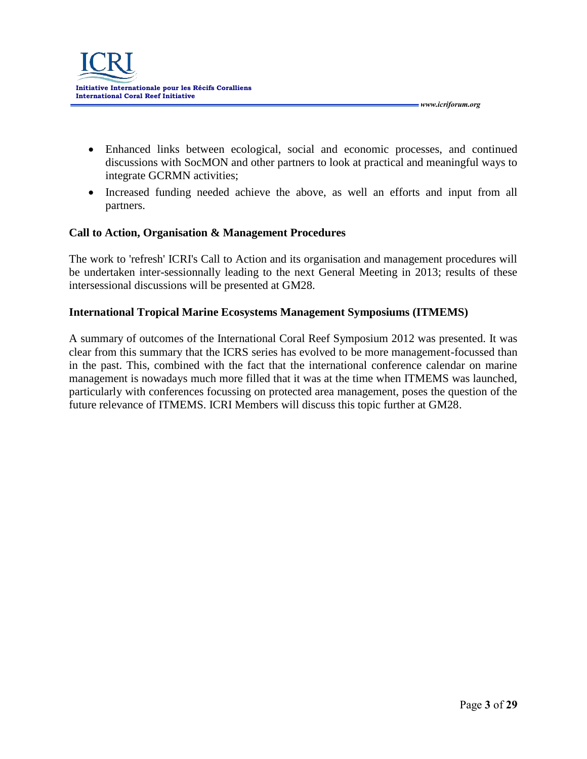- Enhanced links between ecological, social and economic processes, and continued discussions with SocMON and other partners to look at practical and meaningful ways to integrate GCRMN activities;
- Increased funding needed achieve the above, as well an efforts and input from all partners.

**Call to Action, Organisation & Management Procedures**

The work to 'refresh' ICRI's Call to Action and its organisation and management procedures will be undertaken inter-sessionnally leading to the next General Meeting in 2013; results of these intersessional discussions will be presented at GM28.

**International Tropical Marine Ecosystems Management Symposiums (ITMEMS)**

A summary of outcomes of the International Coral Reef Symposium 2012 was presented. It was clear from this summary that the ICRS series has evolved to be more management-focussed than in the past. This, combined with the fact that the international conference calendar on marine management is nowadays much more filled that it was at the time when ITMEMS was launched, particularly with conferences focussing on protected area management, poses the question of the future relevance of ITMEMS. ICRI Members will discuss this topic further at GM28.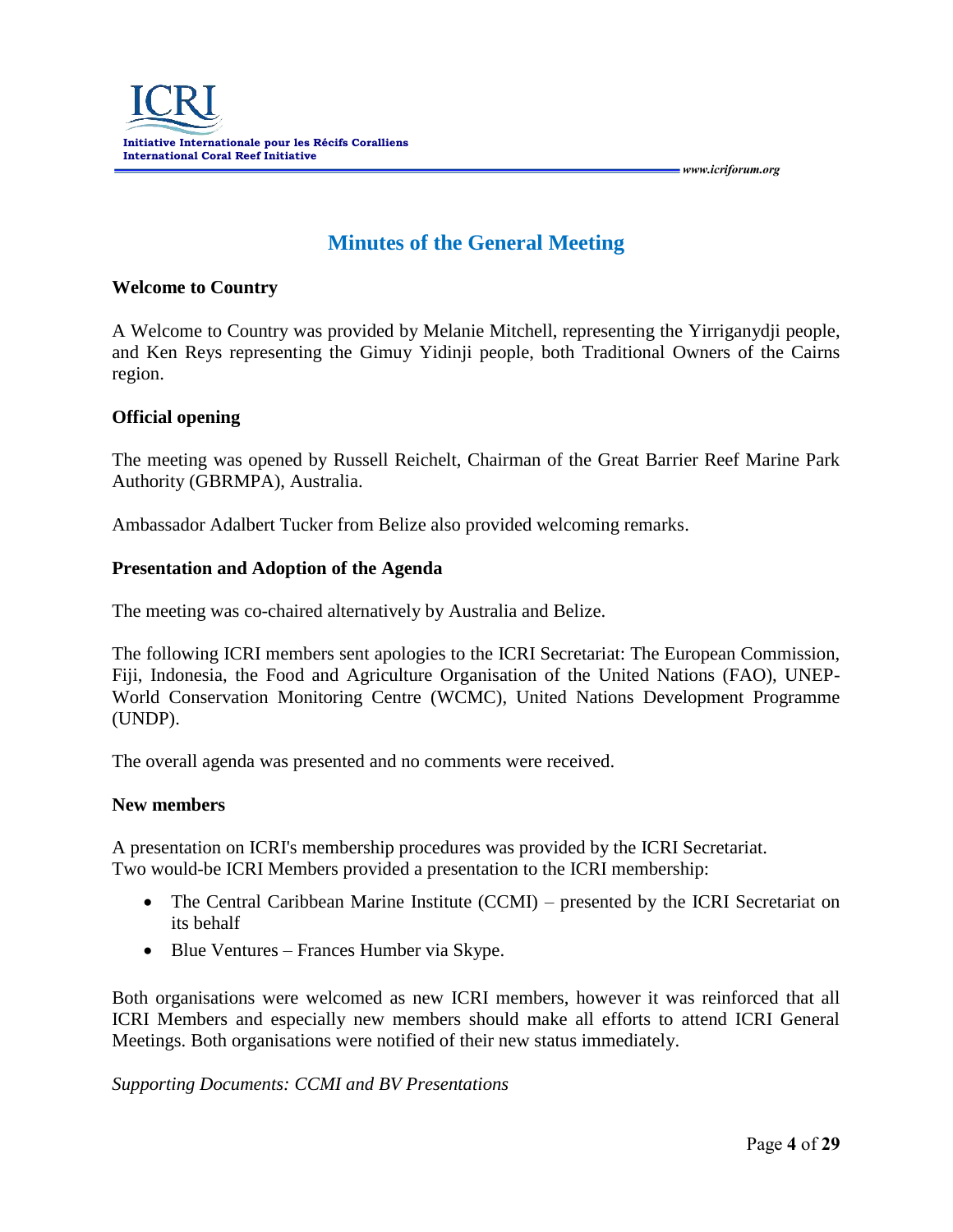# Minutes of the General Meeting

### Welcome to Country

A Welcome to Country was provided by Melanie Mitchell, representing the Yirriganydji people, and Ken Reys representing the Gimuy Yidinji people, both Traditional Owners of the Cairns region.

### Official opening

The meeting was opened by Russell Reichelt, Chairman of the Great Barrier Reef Marine Park Authority (GBRMPA), Australia.

Ambassador Adalbert Tucker from Belize also provided welcoming remarks.

### Presentation and Adoption of the Agenda

The meeting was co-chaired alternatively by Australia and Belize.

The following ICRI members sent apologies to the ICRI Secretariat: The European Commission, Fiji, Indonesia, the Food and Agriculture Organisation of the United Nations (FAO), UNEP-World Conservation Monitoring Centre (WCMC), United Nations Development Programme (UNDP).

The overall agenda was presented and no comments were received.

### New members

A presentation on ICRI's membership procedures was provided by the ICRI Secretariat.
Two would-be ICRI Members provided a presentation to the ICRI membership:

- The Central Caribbean Marine Institute (CCMI) – presented by the ICRI Secretariat on its behalf
- Blue Ventures – Frances Humber via Skype.

Both organisations were welcomed as new ICRI members, however it was reinforced that all ICRI Members and especially new members should make all efforts to attend ICRI General Meetings. Both organisations were notified of their new status immediately.

*Supporting Documents: CCMI and BV Presentations*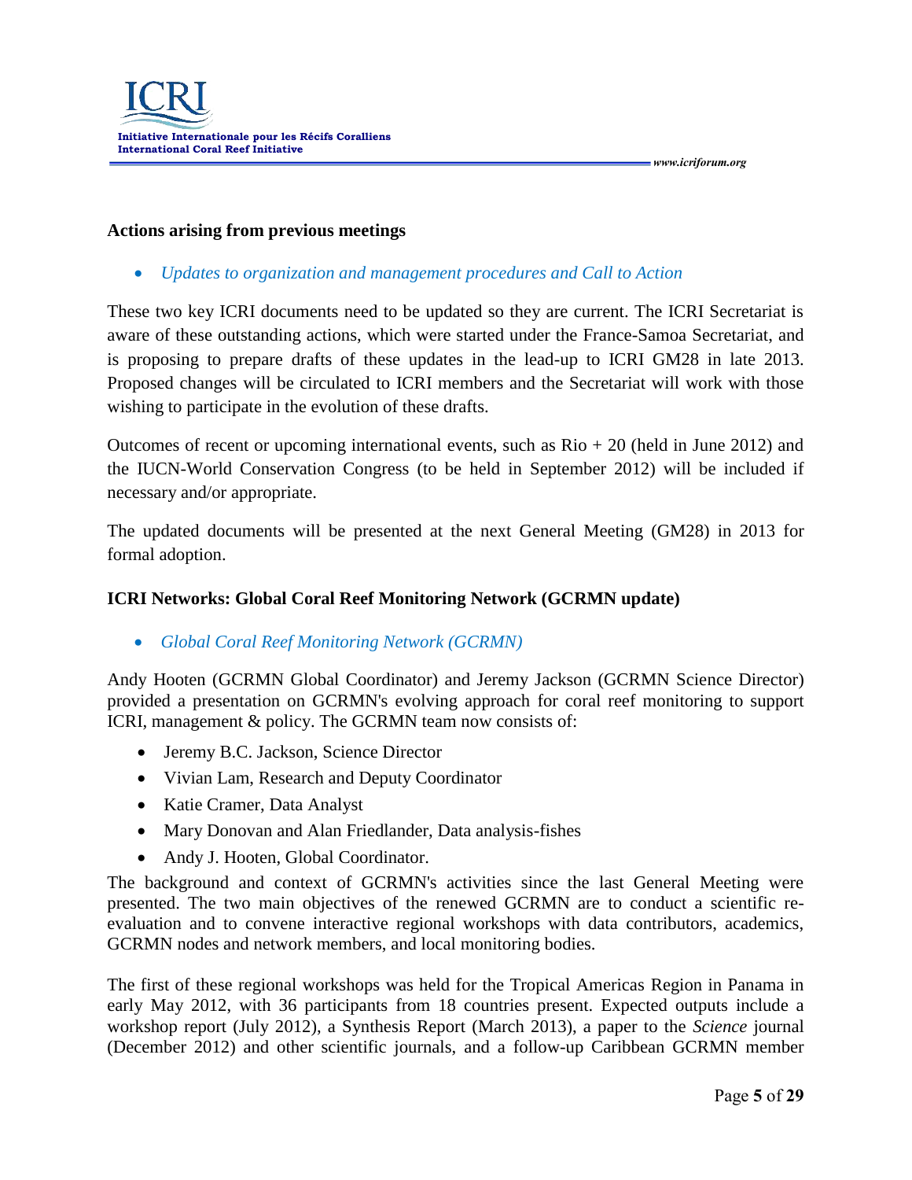**Actions arising from previous meetings**

- *Updates to organization and management procedures and Call to Action*

These two key ICRI documents need to be updated so they are current. The ICRI Secretariat is aware of these outstanding actions, which were started under the France-Samoa Secretariat, and is proposing to prepare drafts of these updates in the lead-up to ICRI GM28 in late 2013. Proposed changes will be circulated to ICRI members and the Secretariat will work with those wishing to participate in the evolution of these drafts.

Outcomes of recent or upcoming international events, such as Rio + 20 (held in June 2012) and the IUCN-World Conservation Congress (to be held in September 2012) will be included if necessary and/or appropriate.

The updated documents will be presented at the next General Meeting (GM28) in 2013 for formal adoption.

**ICRI Networks: Global Coral Reef Monitoring Network (GCRMN update)**

- *Global Coral Reef Monitoring Network (GCRMN)*

Andy Hooten (GCRMN Global Coordinator) and Jeremy Jackson (GCRMN Science Director) provided a presentation on GCRMN's evolving approach for coral reef monitoring to support ICRI, management & policy. The GCRMN team now consists of:

- Jeremy B.C. Jackson, Science Director
- Vivian Lam, Research and Deputy Coordinator
- Katie Cramer, Data Analyst
- Mary Donovan and Alan Friedlander, Data analysis-fishes
- Andy J. Hooten, Global Coordinator.

The background and context of GCRMN's activities since the last General Meeting were presented. The two main objectives of the renewed GCRMN are to conduct a scientific re-evaluation and to convene interactive regional workshops with data contributors, academics, GCRMN nodes and network members, and local monitoring bodies.

The first of these regional workshops was held for the Tropical Americas Region in Panama in early May 2012, with 36 participants from 18 countries present. Expected outputs include a workshop report (July 2012), a Synthesis Report (March 2013), a paper to the *Science* journal (December 2012) and other scientific journals, and a follow-up Caribbean GCRMN member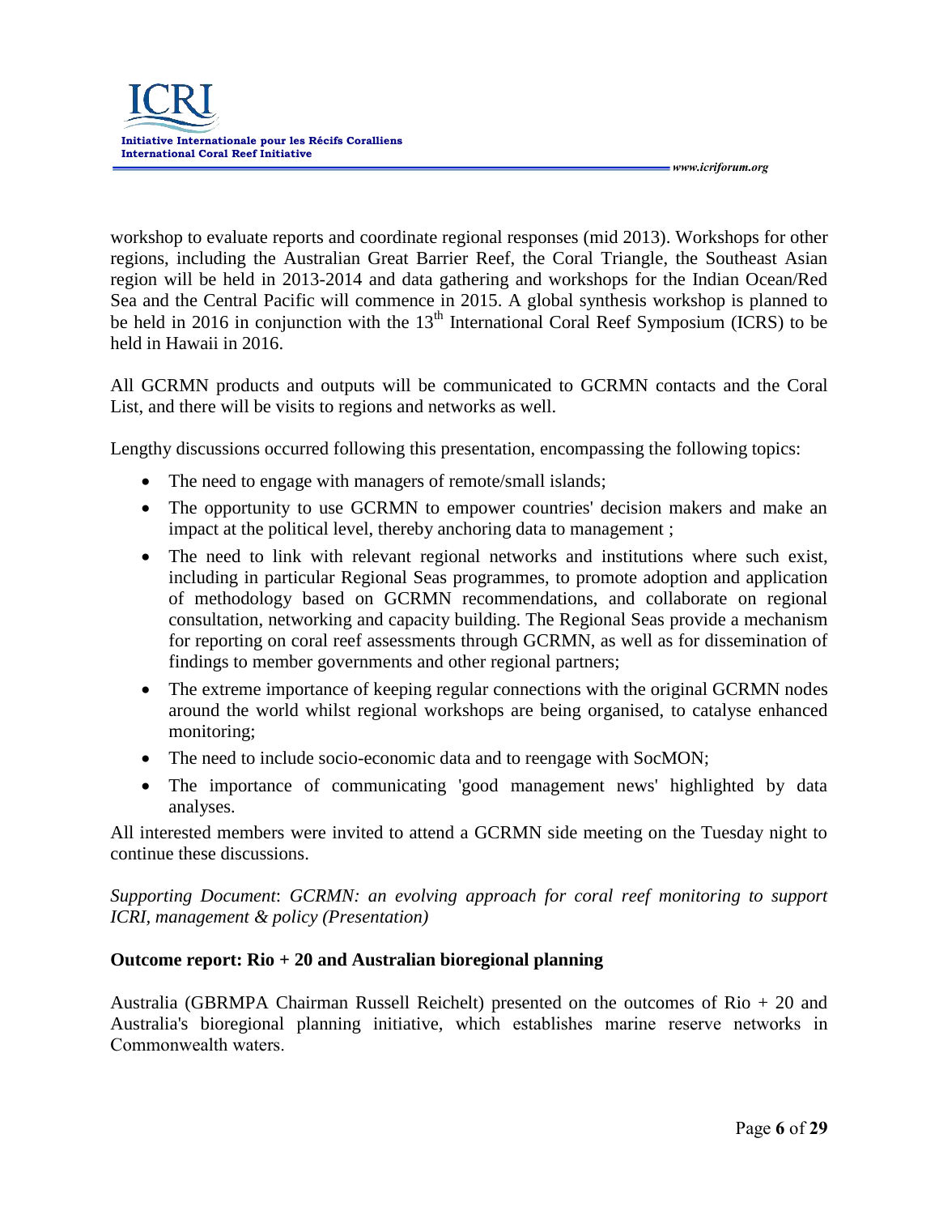workshop to evaluate reports and coordinate regional responses (mid 2013). Workshops for other regions, including the Australian Great Barrier Reef, the Coral Triangle, the Southeast Asian region will be held in 2013-2014 and data gathering and workshops for the Indian Ocean/Red Sea and the Central Pacific will commence in 2015. A global synthesis workshop is planned to be held in 2016 in conjunction with the 13th International Coral Reef Symposium (ICRS) to be held in Hawaii in 2016.

All GCRMN products and outputs will be communicated to GCRMN contacts and the Coral List, and there will be visits to regions and networks as well.

Lengthy discussions occurred following this presentation, encompassing the following topics:

- The need to engage with managers of remote/small islands;
- The opportunity to use GCRMN to empower countries' decision makers and make an impact at the political level, thereby anchoring data to management ;
- The need to link with relevant regional networks and institutions where such exist, including in particular Regional Seas programmes, to promote adoption and application of methodology based on GCRMN recommendations, and collaborate on regional consultation, networking and capacity building. The Regional Seas provide a mechanism for reporting on coral reef assessments through GCRMN, as well as for dissemination of findings to member governments and other regional partners;
- The extreme importance of keeping regular connections with the original GCRMN nodes around the world whilst regional workshops are being organised, to catalyse enhanced monitoring;
- The need to include socio-economic data and to reengage with SocMON;
- The importance of communicating 'good management news' highlighted by data analyses.

All interested members were invited to attend a GCRMN side meeting on the Tuesday night to continue these discussions.

*Supporting Document*: *GCRMN: an evolving approach for coral reef monitoring to support ICRI, management & policy (Presentation)*

**Outcome report: Rio + 20 and Australian bioregional planning**

Australia (GBRMPA Chairman Russell Reichelt) presented on the outcomes of Rio + 20 and Australia's bioregional planning initiative, which establishes marine reserve networks in Commonwealth waters.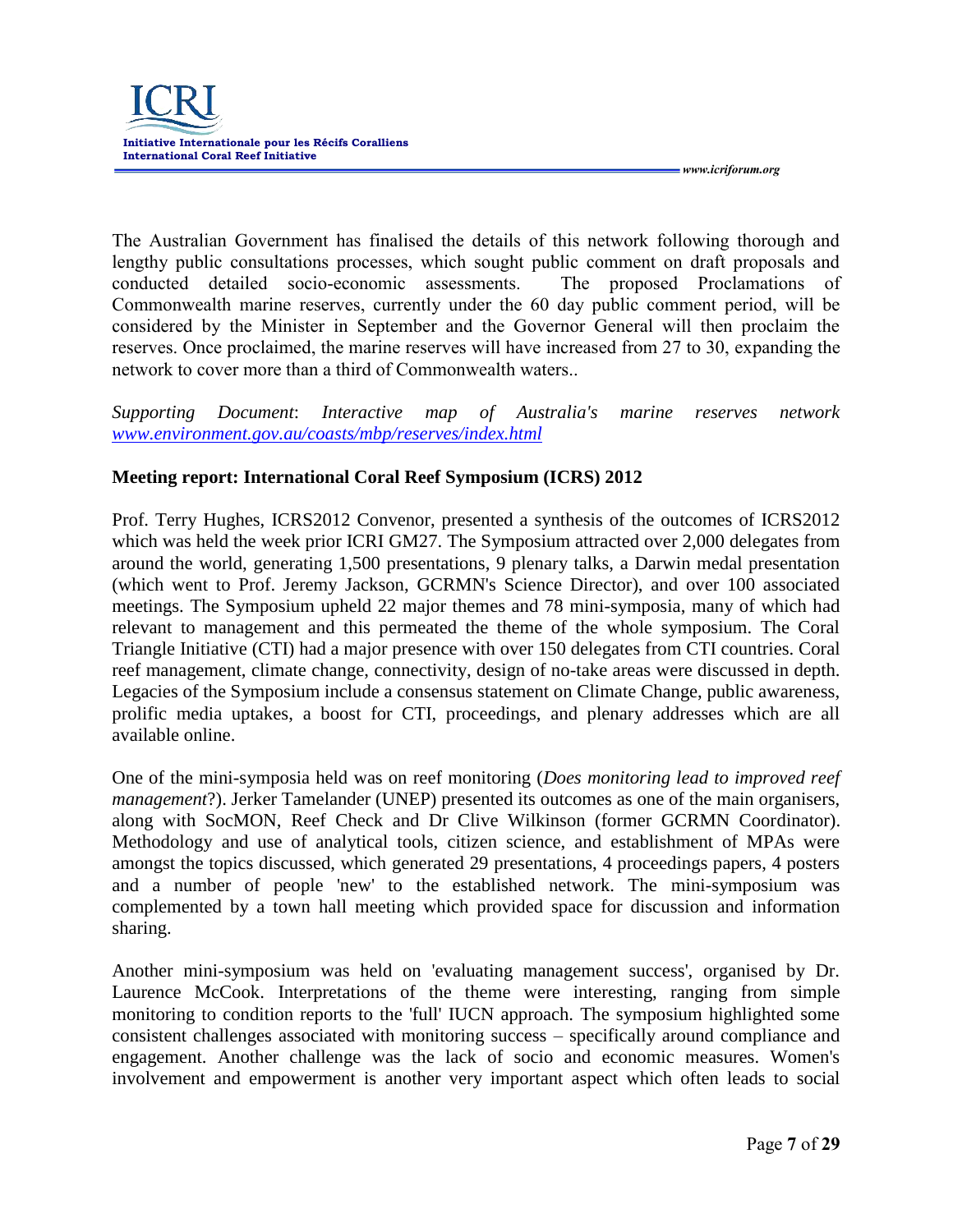The Australian Government has finalised the details of this network following thorough and lengthy public consultations processes, which sought public comment on draft proposals and conducted detailed socio-economic assessments. The proposed Proclamations of Commonwealth marine reserves, currently under the 60 day public comment period, will be considered by the Minister in September and the Governor General will then proclaim the reserves. Once proclaimed, the marine reserves will have increased from 27 to 30, expanding the network to cover more than a third of Commonwealth waters..

*Supporting Document*: *Interactive map of Australia's marine reserves network [www.environment.gov.au/coasts/mbp/reserves/index.html](www.environment.gov.au/coasts/mbp/reserves/index.html)*

**Meeting report: International Coral Reef Symposium (ICRS) 2012**

Prof. Terry Hughes, ICRS2012 Convenor, presented a synthesis of the outcomes of ICRS2012 which was held the week prior ICRI GM27. The Symposium attracted over 2,000 delegates from around the world, generating 1,500 presentations, 9 plenary talks, a Darwin medal presentation (which went to Prof. Jeremy Jackson, GCRMN's Science Director), and over 100 associated meetings. The Symposium upheld 22 major themes and 78 mini-symposia, many of which had relevant to management and this permeated the theme of the whole symposium. The Coral Triangle Initiative (CTI) had a major presence with over 150 delegates from CTI countries. Coral reef management, climate change, connectivity, design of no-take areas were discussed in depth. Legacies of the Symposium include a consensus statement on Climate Change, public awareness, prolific media uptakes, a boost for CTI, proceedings, and plenary addresses which are all available online.

One of the mini-symposia held was on reef monitoring (*Does monitoring lead to improved reef management*?). Jerker Tamelander (UNEP) presented its outcomes as one of the main organisers, along with SocMON, Reef Check and Dr Clive Wilkinson (former GCRMN Coordinator). Methodology and use of analytical tools, citizen science, and establishment of MPAs were amongst the topics discussed, which generated 29 presentations, 4 proceedings papers, 4 posters and a number of people 'new' to the established network. The mini-symposium was complemented by a town hall meeting which provided space for discussion and information sharing.

Another mini-symposium was held on 'evaluating management success', organised by Dr. Laurence McCook. Interpretations of the theme were interesting, ranging from simple monitoring to condition reports to the 'full' IUCN approach. The symposium highlighted some consistent challenges associated with monitoring success – specifically around compliance and engagement. Another challenge was the lack of socio and economic measures. Women's involvement and empowerment is another very important aspect which often leads to social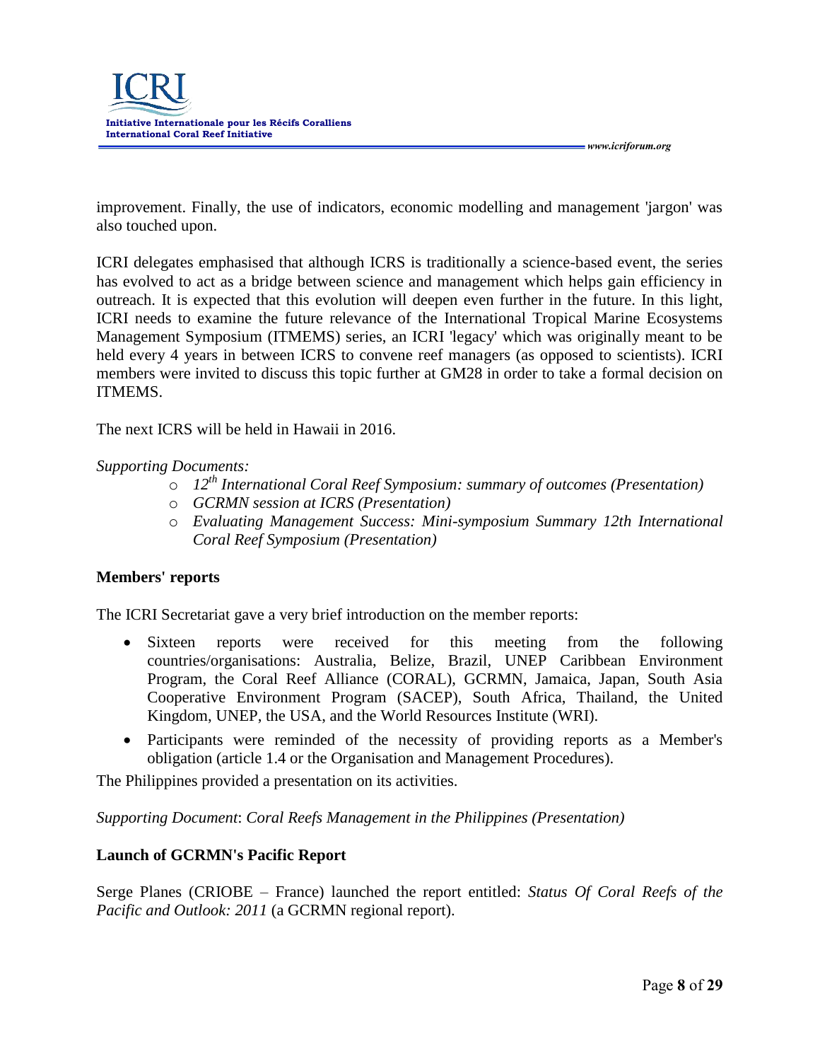improvement. Finally, the use of indicators, economic modelling and management 'jargon' was also touched upon.

ICRI delegates emphasised that although ICRS is traditionally a science-based event, the series has evolved to act as a bridge between science and management which helps gain efficiency in outreach. It is expected that this evolution will deepen even further in the future. In this light, ICRI needs to examine the future relevance of the International Tropical Marine Ecosystems Management Symposium (ITMEMS) series, an ICRI 'legacy' which was originally meant to be held every 4 years in between ICRS to convene reef managers (as opposed to scientists). ICRI members were invited to discuss this topic further at GM28 in order to take a formal decision on ITMEMS.

The next ICRS will be held in Hawaii in 2016.

*Supporting Documents:*

- *12th International Coral Reef Symposium: summary of outcomes (Presentation)*
- *GCRMN session at ICRS (Presentation)*
- *Evaluating Management Success: Mini-symposium Summary 12th International Coral Reef Symposium (Presentation)*

**Members' reports**

The ICRI Secretariat gave a very brief introduction on the member reports:

- Sixteen reports were received for this meeting from the following countries/organisations: Australia, Belize, Brazil, UNEP Caribbean Environment Program, the Coral Reef Alliance (CORAL), GCRMN, Jamaica, Japan, South Asia Cooperative Environment Program (SACEP), South Africa, Thailand, the United Kingdom, UNEP, the USA, and the World Resources Institute (WRI).
- Participants were reminded of the necessity of providing reports as a Member's obligation (article 1.4 or the Organisation and Management Procedures).

The Philippines provided a presentation on its activities.

*Supporting Document*: *Coral Reefs Management in the Philippines (Presentation)*

**Launch of GCRMN's Pacific Report**

Serge Planes (CRIOBE – France) launched the report entitled: *Status Of Coral Reefs of the Pacific and Outlook: 2011* (a GCRMN regional report).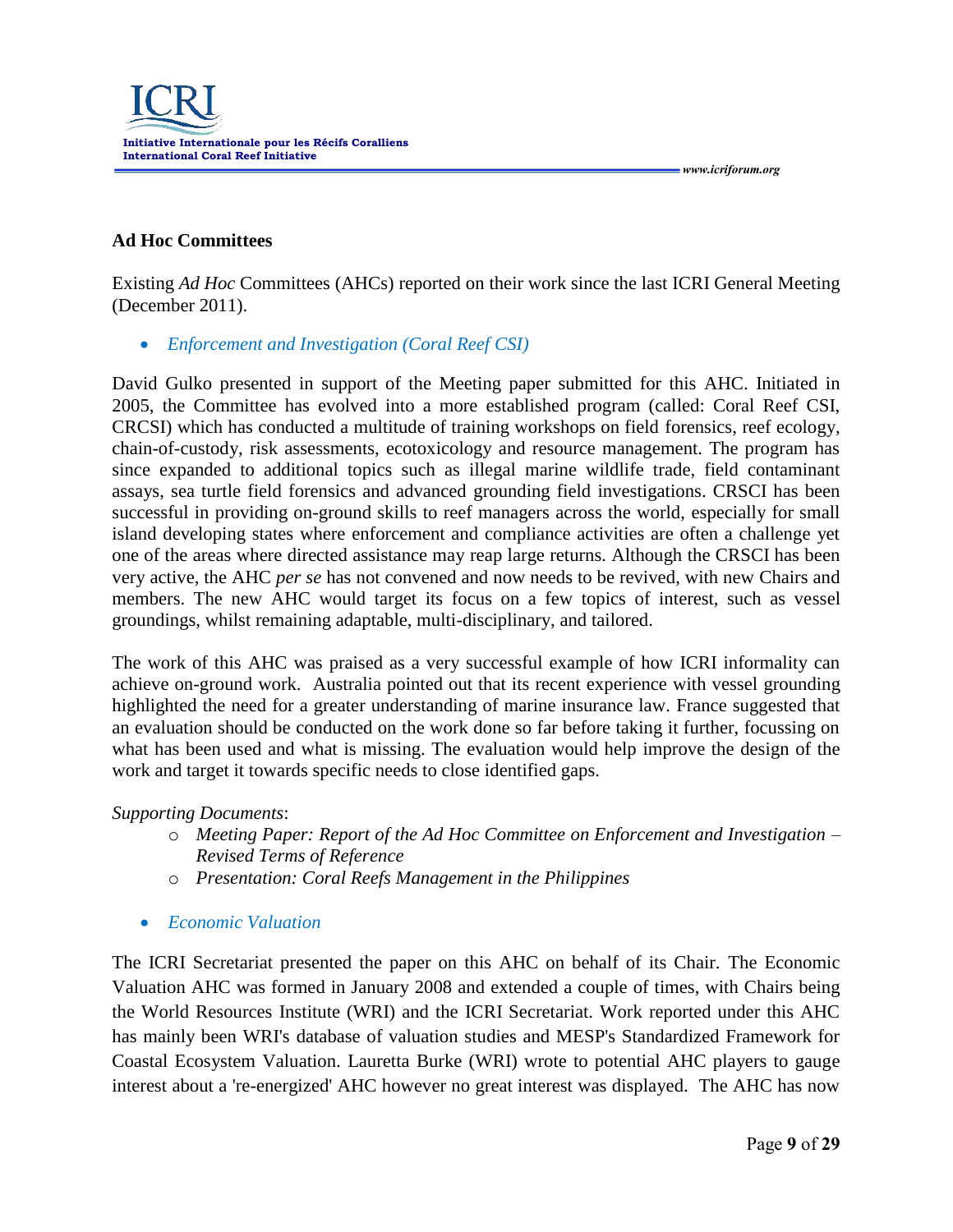## Ad Hoc Committees

Existing *Ad Hoc* Committees (AHCs) reported on their work since the last ICRI General Meeting (December 2011).

- *Enforcement and Investigation (Coral Reef CSI)*

David Gulko presented in support of the Meeting paper submitted for this AHC. Initiated in 2005, the Committee has evolved into a more established program (called: Coral Reef CSI, CRCSI) which has conducted a multitude of training workshops on field forensics, reef ecology, chain-of-custody, risk assessments, ecotoxicology and resource management. The program has since expanded to additional topics such as illegal marine wildlife trade, field contaminant assays, sea turtle field forensics and advanced grounding field investigations. CRSCI has been successful in providing on-ground skills to reef managers across the world, especially for small island developing states where enforcement and compliance activities are often a challenge yet one of the areas where directed assistance may reap large returns. Although the CRSCI has been very active, the AHC *per se* has not convened and now needs to be revived, with new Chairs and members. The new AHC would target its focus on a few topics of interest, such as vessel groundings, whilst remaining adaptable, multi-disciplinary, and tailored.

The work of this AHC was praised as a very successful example of how ICRI informality can achieve on-ground work. Australia pointed out that its recent experience with vessel grounding highlighted the need for a greater understanding of marine insurance law. France suggested that an evaluation should be conducted on the work done so far before taking it further, focussing on what has been used and what is missing. The evaluation would help improve the design of the work and target it towards specific needs to close identified gaps.

*Supporting Documents*:

- *Meeting Paper: Report of the Ad Hoc Committee on Enforcement and Investigation – Revised Terms of Reference*
- *Presentation: Coral Reefs Management in the Philippines*

- *Economic Valuation*

The ICRI Secretariat presented the paper on this AHC on behalf of its Chair. The Economic Valuation AHC was formed in January 2008 and extended a couple of times, with Chairs being the World Resources Institute (WRI) and the ICRI Secretariat. Work reported under this AHC has mainly been WRI's database of valuation studies and MESP's Standardized Framework for Coastal Ecosystem Valuation. Lauretta Burke (WRI) wrote to potential AHC players to gauge interest about a 're-energized' AHC however no great interest was displayed. The AHC has now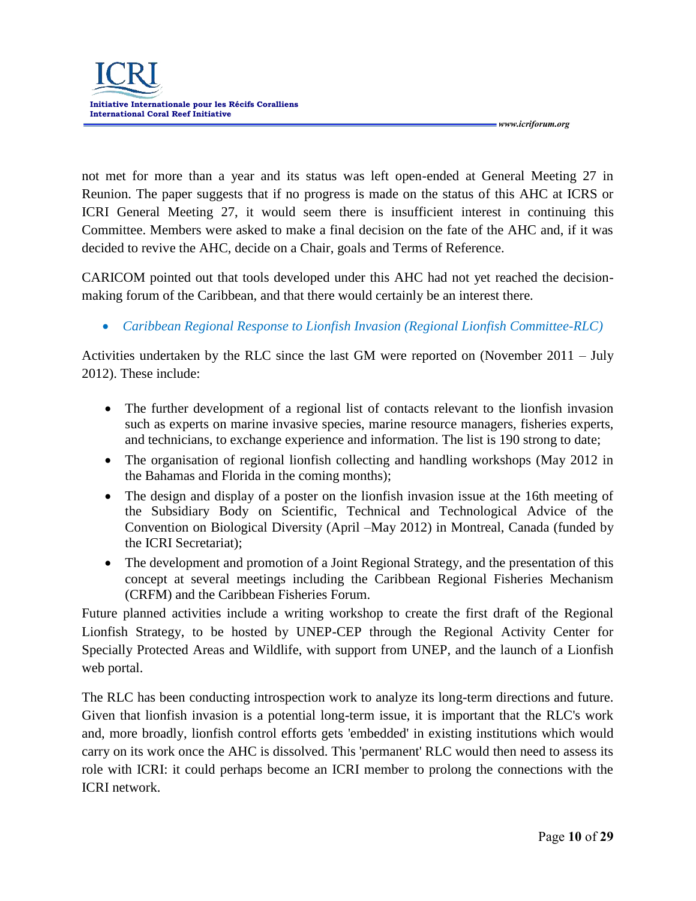not met for more than a year and its status was left open-ended at General Meeting 27 in Reunion. The paper suggests that if no progress is made on the status of this AHC at ICRS or ICRI General Meeting 27, it would seem there is insufficient interest in continuing this Committee. Members were asked to make a final decision on the fate of the AHC and, if it was decided to revive the AHC, decide on a Chair, goals and Terms of Reference.

CARICOM pointed out that tools developed under this AHC had not yet reached the decision-making forum of the Caribbean, and that there would certainly be an interest there.

- *Caribbean Regional Response to Lionfish Invasion (Regional Lionfish Committee-RLC)*

Activities undertaken by the RLC since the last GM were reported on (November 2011 – July 2012). These include:

- The further development of a regional list of contacts relevant to the lionfish invasion such as experts on marine invasive species, marine resource managers, fisheries experts, and technicians, to exchange experience and information. The list is 190 strong to date;
- The organisation of regional lionfish collecting and handling workshops (May 2012 in the Bahamas and Florida in the coming months);
- The design and display of a poster on the lionfish invasion issue at the 16th meeting of the Subsidiary Body on Scientific, Technical and Technological Advice of the Convention on Biological Diversity (April –May 2012) in Montreal, Canada (funded by the ICRI Secretariat);
- The development and promotion of a Joint Regional Strategy, and the presentation of this concept at several meetings including the Caribbean Regional Fisheries Mechanism (CRFM) and the Caribbean Fisheries Forum.

Future planned activities include a writing workshop to create the first draft of the Regional Lionfish Strategy, to be hosted by UNEP-CEP through the Regional Activity Center for Specially Protected Areas and Wildlife, with support from UNEP, and the launch of a Lionfish web portal.

The RLC has been conducting introspection work to analyze its long-term directions and future. Given that lionfish invasion is a potential long-term issue, it is important that the RLC's work and, more broadly, lionfish control efforts gets 'embedded' in existing institutions which would carry on its work once the AHC is dissolved. This 'permanent' RLC would then need to assess its role with ICRI: it could perhaps become an ICRI member to prolong the connections with the ICRI network.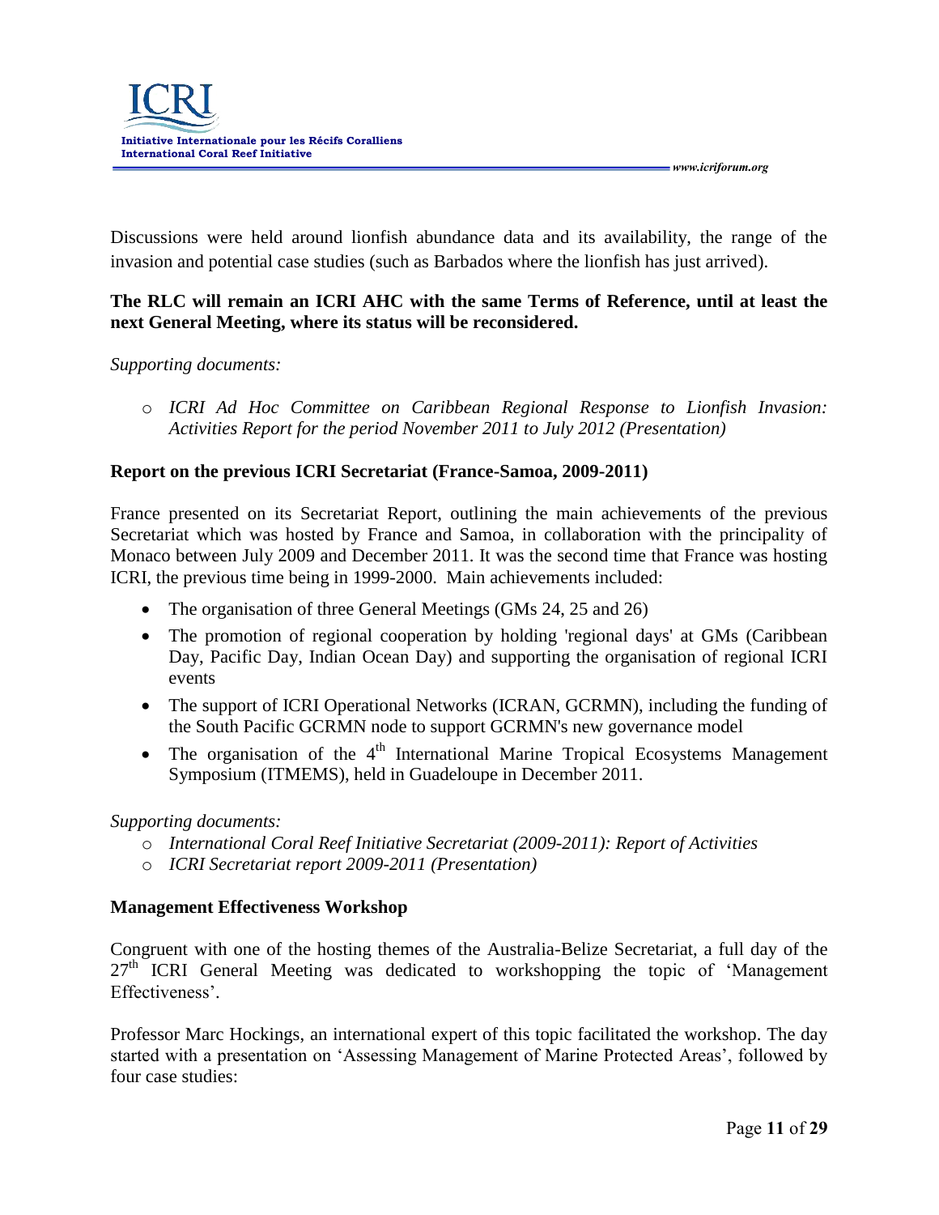Discussions were held around lionfish abundance data and its availability, the range of the invasion and potential case studies (such as Barbados where the lionfish has just arrived).

**The RLC will remain an ICRI AHC with the same Terms of Reference, until at least the next General Meeting, where its status will be reconsidered.**

*Supporting documents:*

- *ICRI Ad Hoc Committee on Caribbean Regional Response to Lionfish Invasion: Activities Report for the period November 2011 to July 2012 (Presentation)*

**Report on the previous ICRI Secretariat (France-Samoa, 2009-2011)**

France presented on its Secretariat Report, outlining the main achievements of the previous Secretariat which was hosted by France and Samoa, in collaboration with the principality of Monaco between July 2009 and December 2011. It was the second time that France was hosting ICRI, the previous time being in 1999-2000. Main achievements included:

- The organisation of three General Meetings (GMs 24, 25 and 26)
- The promotion of regional cooperation by holding 'regional days' at GMs (Caribbean Day, Pacific Day, Indian Ocean Day) and supporting the organisation of regional ICRI events
- The support of ICRI Operational Networks (ICRAN, GCRMN), including the funding of the South Pacific GCRMN node to support GCRMN's new governance model
- The organisation of the 4th International Marine Tropical Ecosystems Management Symposium (ITMEMS), held in Guadeloupe in December 2011.

*Supporting documents:*

- *International Coral Reef Initiative Secretariat (2009-2011): Report of Activities*
- *ICRI Secretariat report 2009-2011 (Presentation)*

**Management Effectiveness Workshop**

Congruent with one of the hosting themes of the Australia-Belize Secretariat, a full day of the 27th ICRI General Meeting was dedicated to workshopping the topic of 'Management Effectiveness'.

Professor Marc Hockings, an international expert of this topic facilitated the workshop. The day started with a presentation on 'Assessing Management of Marine Protected Areas', followed by four case studies: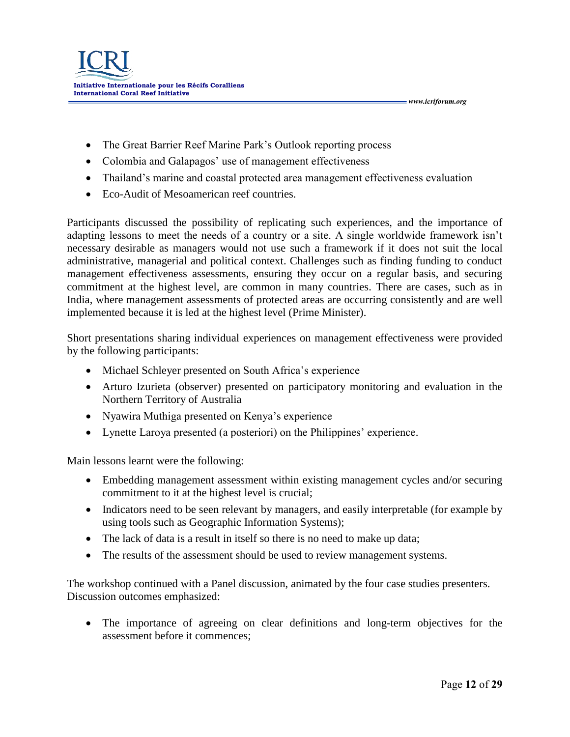- The Great Barrier Reef Marine Park's Outlook reporting process
- Colombia and Galapagos' use of management effectiveness
- Thailand's marine and coastal protected area management effectiveness evaluation
- Eco-Audit of Mesoamerican reef countries.

Participants discussed the possibility of replicating such experiences, and the importance of adapting lessons to meet the needs of a country or a site. A single worldwide framework isn't necessary desirable as managers would not use such a framework if it does not suit the local administrative, managerial and political context. Challenges such as finding funding to conduct management effectiveness assessments, ensuring they occur on a regular basis, and securing commitment at the highest level, are common in many countries. There are cases, such as in India, where management assessments of protected areas are occurring consistently and are well implemented because it is led at the highest level (Prime Minister).

Short presentations sharing individual experiences on management effectiveness were provided by the following participants:

- Michael Schleyer presented on South Africa's experience
- Arturo Izurieta (observer) presented on participatory monitoring and evaluation in the Northern Territory of Australia
- Nyawira Muthiga presented on Kenya's experience
- Lynette Laroya presented (a posteriori) on the Philippines' experience.

Main lessons learnt were the following:

- Embedding management assessment within existing management cycles and/or securing commitment to it at the highest level is crucial;
- Indicators need to be seen relevant by managers, and easily interpretable (for example by using tools such as Geographic Information Systems);
- The lack of data is a result in itself so there is no need to make up data;
- The results of the assessment should be used to review management systems.

The workshop continued with a Panel discussion, animated by the four case studies presenters. Discussion outcomes emphasized:

- The importance of agreeing on clear definitions and long-term objectives for the assessment before it commences;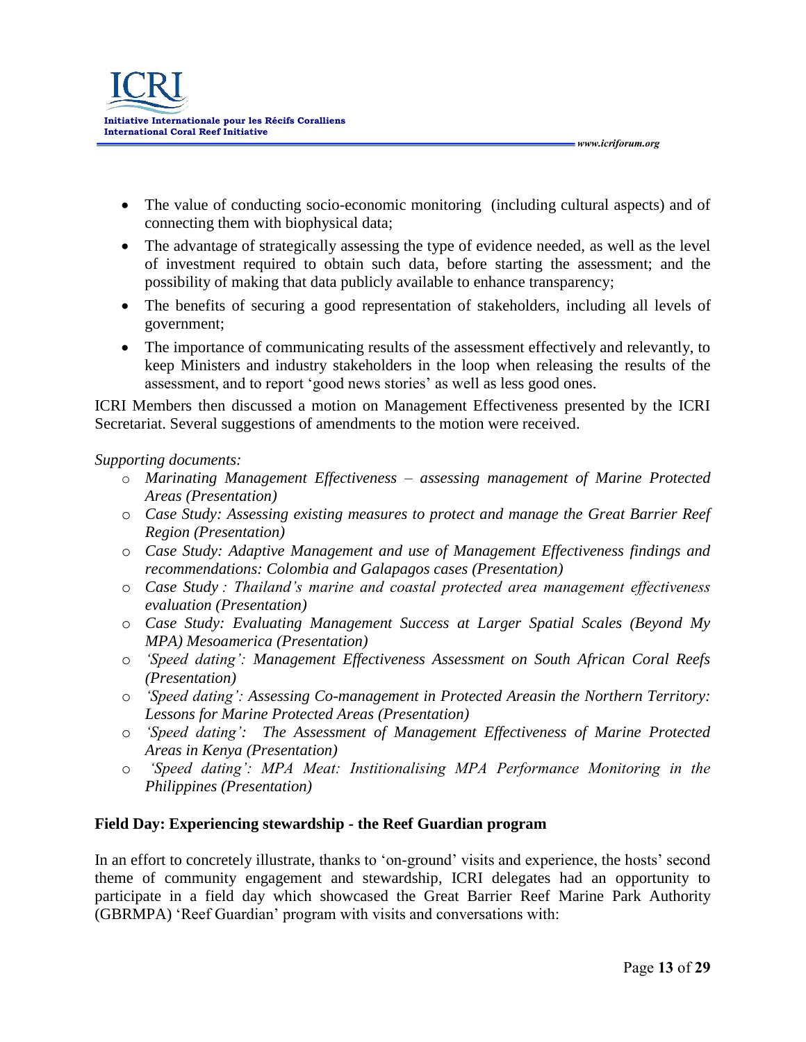- The value of conducting socio-economic monitoring (including cultural aspects) and of connecting them with biophysical data;
- The advantage of strategically assessing the type of evidence needed, as well as the level of investment required to obtain such data, before starting the assessment; and the possibility of making that data publicly available to enhance transparency;
- The benefits of securing a good representation of stakeholders, including all levels of government;
- The importance of communicating results of the assessment effectively and relevantly, to keep Ministers and industry stakeholders in the loop when releasing the results of the assessment, and to report 'good news stories' as well as less good ones.

ICRI Members then discussed a motion on Management Effectiveness presented by the ICRI Secretariat. Several suggestions of amendments to the motion were received.

*Supporting documents:*

- *Marinating Management Effectiveness – assessing management of Marine Protected Areas (Presentation)*
- *Case Study: Assessing existing measures to protect and manage the Great Barrier Reef Region (Presentation)*
- *Case Study: Adaptive Management and use of Management Effectiveness findings and recommendations: Colombia and Galapagos cases (Presentation)*
- *Case Study : Thailand's marine and coastal protected area management effectiveness evaluation (Presentation)*
- *Case Study: Evaluating Management Success at Larger Spatial Scales (Beyond My MPA) Mesoamerica (Presentation)*
- *'Speed dating': Management Effectiveness Assessment on South African Coral Reefs (Presentation)*
- *'Speed dating': Assessing Co-management in Protected Areasin the Northern Territory: Lessons for Marine Protected Areas (Presentation)*
- *'Speed dating': The Assessment of Management Effectiveness of Marine Protected Areas in Kenya (Presentation)*
- *'Speed dating': MPA Meat: Institionalising MPA Performance Monitoring in the Philippines (Presentation)*

**Field Day: Experiencing stewardship - the Reef Guardian program**

In an effort to concretely illustrate, thanks to 'on-ground' visits and experience, the hosts' second theme of community engagement and stewardship, ICRI delegates had an opportunity to participate in a field day which showcased the Great Barrier Reef Marine Park Authority (GBRMPA) 'Reef Guardian' program with visits and conversations with: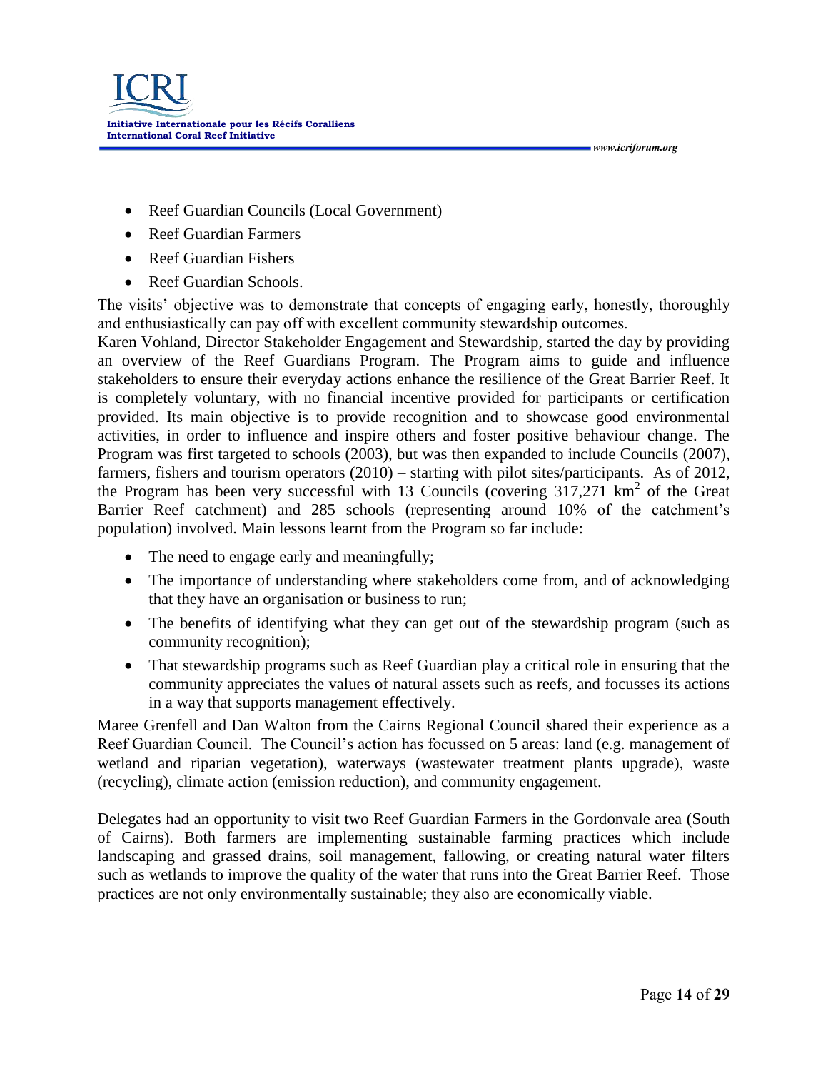- Reef Guardian Councils (Local Government)
- Reef Guardian Farmers
- Reef Guardian Fishers
- Reef Guardian Schools.

The visits' objective was to demonstrate that concepts of engaging early, honestly, thoroughly and enthusiastically can pay off with excellent community stewardship outcomes.

Karen Vohland, Director Stakeholder Engagement and Stewardship, started the day by providing an overview of the Reef Guardians Program. The Program aims to guide and influence stakeholders to ensure their everyday actions enhance the resilience of the Great Barrier Reef. It is completely voluntary, with no financial incentive provided for participants or certification provided. Its main objective is to provide recognition and to showcase good environmental activities, in order to influence and inspire others and foster positive behaviour change. The Program was first targeted to schools (2003), but was then expanded to include Councils (2007), farmers, fishers and tourism operators (2010) – starting with pilot sites/participants. As of 2012, the Program has been very successful with 13 Councils (covering 317,271 km$^2$ of the Great Barrier Reef catchment) and 285 schools (representing around 10% of the catchment's population) involved. Main lessons learnt from the Program so far include:

- The need to engage early and meaningfully;
- The importance of understanding where stakeholders come from, and of acknowledging that they have an organisation or business to run;
- The benefits of identifying what they can get out of the stewardship program (such as community recognition);
- That stewardship programs such as Reef Guardian play a critical role in ensuring that the community appreciates the values of natural assets such as reefs, and focusses its actions in a way that supports management effectively.

Maree Grenfell and Dan Walton from the Cairns Regional Council shared their experience as a Reef Guardian Council. The Council's action has focussed on 5 areas: land (e.g. management of wetland and riparian vegetation), waterways (wastewater treatment plants upgrade), waste (recycling), climate action (emission reduction), and community engagement.

Delegates had an opportunity to visit two Reef Guardian Farmers in the Gordonvale area (South of Cairns). Both farmers are implementing sustainable farming practices which include landscaping and grassed drains, soil management, fallowing, or creating natural water filters such as wetlands to improve the quality of the water that runs into the Great Barrier Reef. Those practices are not only environmentally sustainable; they also are economically viable.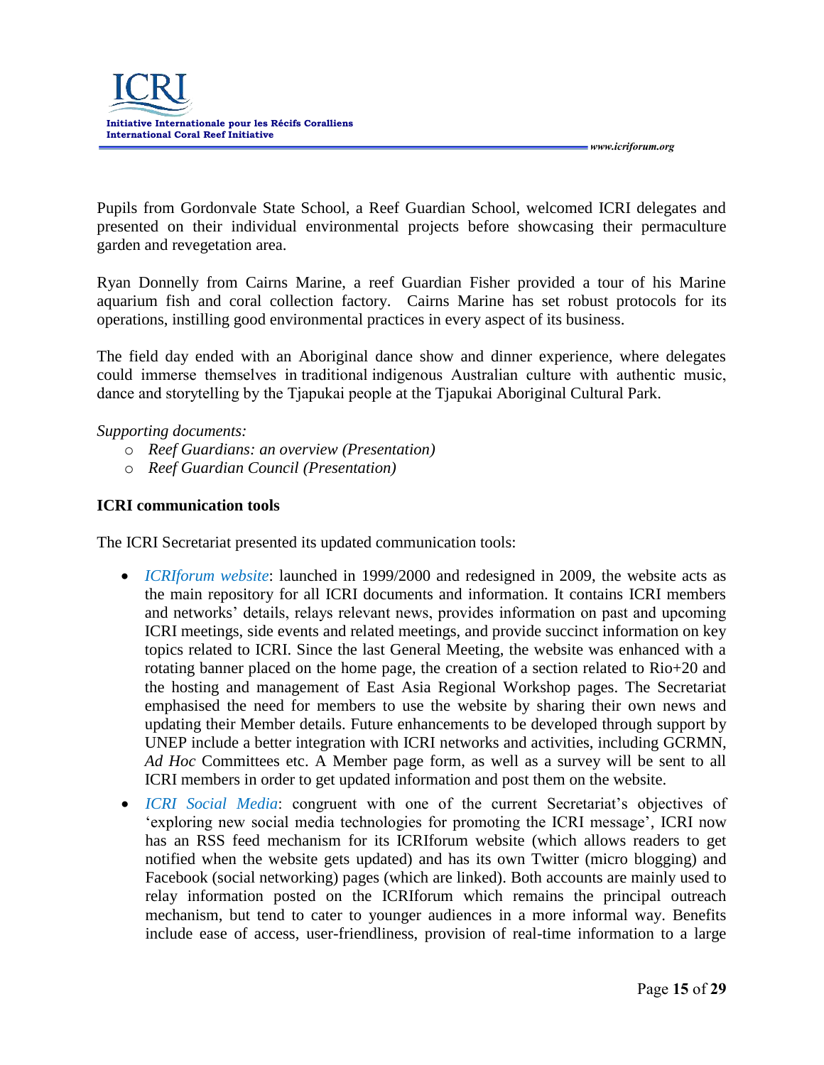Pupils from Gordonvale State School, a Reef Guardian School, welcomed ICRI delegates and presented on their individual environmental projects before showcasing their permaculture garden and revegetation area.

Ryan Donnelly from Cairns Marine, a reef Guardian Fisher provided a tour of his Marine aquarium fish and coral collection factory. Cairns Marine has set robust protocols for its operations, instilling good environmental practices in every aspect of its business.

The field day ended with an Aboriginal dance show and dinner experience, where delegates could immerse themselves in traditional indigenous Australian culture with authentic music, dance and storytelling by the Tjapukai people at the Tjapukai Aboriginal Cultural Park.

*Supporting documents:*

- *Reef Guardians: an overview (Presentation)*
- *Reef Guardian Council (Presentation)*

**ICRI communication tools**

The ICRI Secretariat presented its updated communication tools:

- *ICRIforum website*: launched in 1999/2000 and redesigned in 2009, the website acts as the main repository for all ICRI documents and information. It contains ICRI members and networks' details, relays relevant news, provides information on past and upcoming ICRI meetings, side events and related meetings, and provide succinct information on key topics related to ICRI. Since the last General Meeting, the website was enhanced with a rotating banner placed on the home page, the creation of a section related to Rio+20 and the hosting and management of East Asia Regional Workshop pages. The Secretariat emphasised the need for members to use the website by sharing their own news and updating their Member details. Future enhancements to be developed through support by UNEP include a better integration with ICRI networks and activities, including GCRMN, *Ad Hoc* Committees etc. A Member page form, as well as a survey will be sent to all ICRI members in order to get updated information and post them on the website.
- *ICRI Social Media*: congruent with one of the current Secretariat's objectives of 'exploring new social media technologies for promoting the ICRI message', ICRI now has an RSS feed mechanism for its ICRIforum website (which allows readers to get notified when the website gets updated) and has its own Twitter (micro blogging) and Facebook (social networking) pages (which are linked). Both accounts are mainly used to relay information posted on the ICRIforum which remains the principal outreach mechanism, but tend to cater to younger audiences in a more informal way. Benefits include ease of access, user-friendliness, provision of real-time information to a large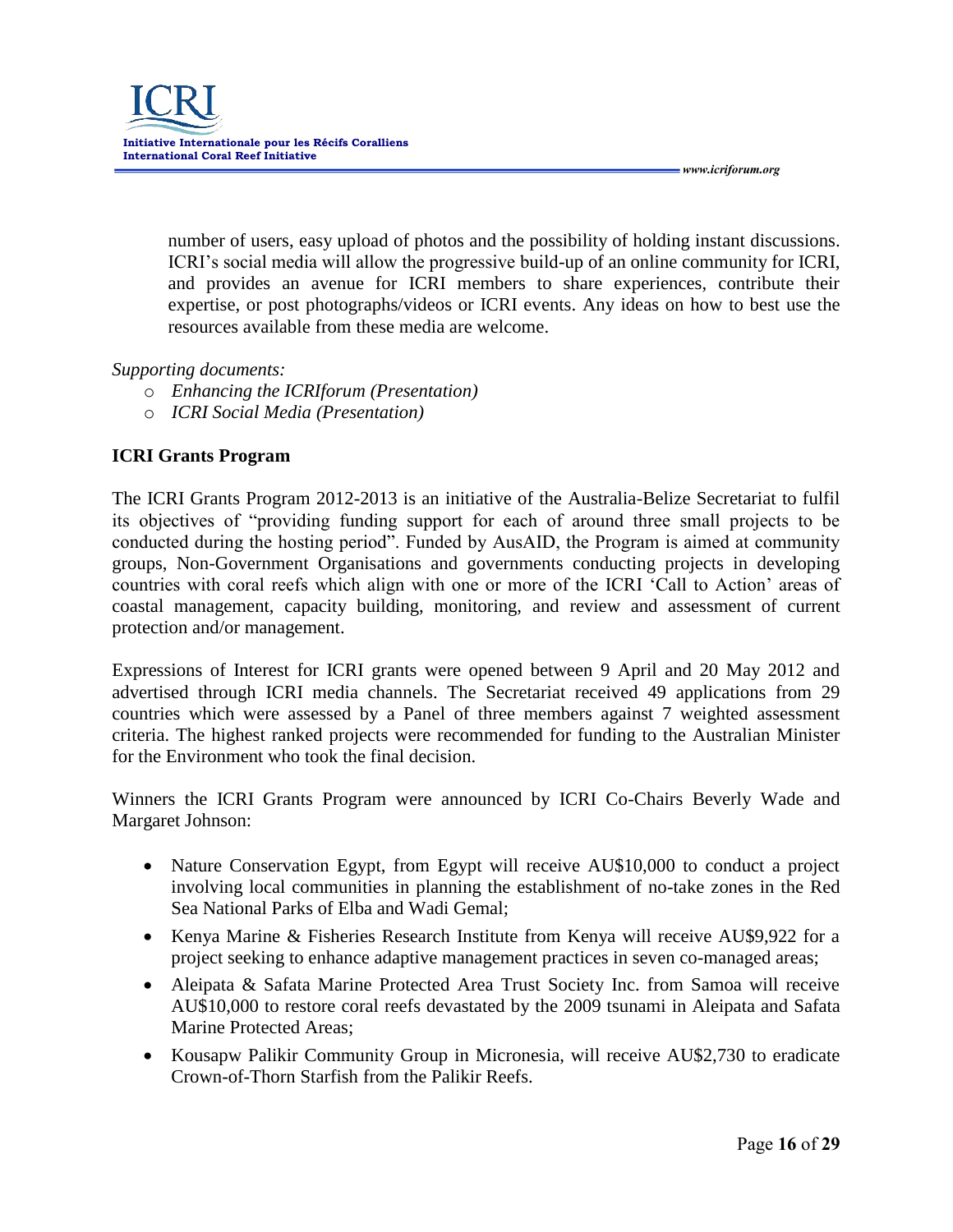number of users, easy upload of photos and the possibility of holding instant discussions. ICRI's social media will allow the progressive build-up of an online community for ICRI, and provides an avenue for ICRI members to share experiences, contribute their expertise, or post photographs/videos or ICRI events. Any ideas on how to best use the resources available from these media are welcome.

*Supporting documents:*

- *Enhancing the ICRIforum (Presentation)*
- *ICRI Social Media (Presentation)*

**ICRI Grants Program**

The ICRI Grants Program 2012-2013 is an initiative of the Australia-Belize Secretariat to fulfil its objectives of "providing funding support for each of around three small projects to be conducted during the hosting period". Funded by AusAID, the Program is aimed at community groups, Non-Government Organisations and governments conducting projects in developing countries with coral reefs which align with one or more of the ICRI 'Call to Action' areas of coastal management, capacity building, monitoring, and review and assessment of current protection and/or management.

Expressions of Interest for ICRI grants were opened between 9 April and 20 May 2012 and advertised through ICRI media channels. The Secretariat received 49 applications from 29 countries which were assessed by a Panel of three members against 7 weighted assessment criteria. The highest ranked projects were recommended for funding to the Australian Minister for the Environment who took the final decision.

Winners the ICRI Grants Program were announced by ICRI Co-Chairs Beverly Wade and Margaret Johnson:

- Nature Conservation Egypt, from Egypt will receive AU$10,000 to conduct a project involving local communities in planning the establishment of no-take zones in the Red Sea National Parks of Elba and Wadi Gemal;
- Kenya Marine & Fisheries Research Institute from Kenya will receive AU$9,922 for a project seeking to enhance adaptive management practices in seven co-managed areas;
- Aleipata & Safata Marine Protected Area Trust Society Inc. from Samoa will receive AU$10,000 to restore coral reefs devastated by the 2009 tsunami in Aleipata and Safata Marine Protected Areas;
- Kousapw Palikir Community Group in Micronesia, will receive AU$2,730 to eradicate Crown-of-Thorn Starfish from the Palikir Reefs.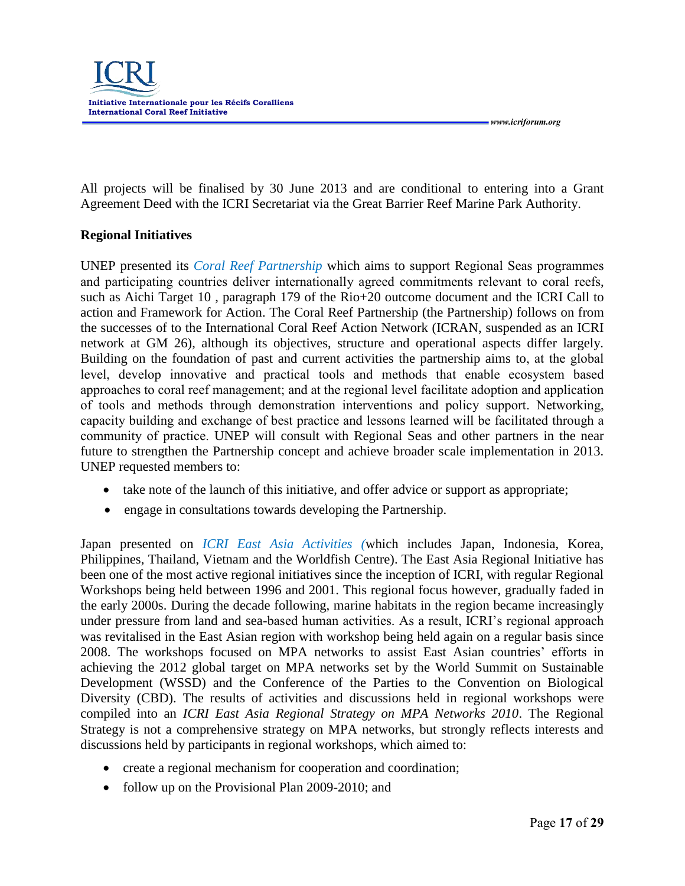All projects will be finalised by 30 June 2013 and are conditional to entering into a Grant Agreement Deed with the ICRI Secretariat via the Great Barrier Reef Marine Park Authority.

**Regional Initiatives**

UNEP presented its *Coral Reef Partnership* which aims to support Regional Seas programmes and participating countries deliver internationally agreed commitments relevant to coral reefs, such as Aichi Target 10 , paragraph 179 of the Rio+20 outcome document and the ICRI Call to action and Framework for Action. The Coral Reef Partnership (the Partnership) follows on from the successes of to the International Coral Reef Action Network (ICRAN, suspended as an ICRI network at GM 26), although its objectives, structure and operational aspects differ largely. Building on the foundation of past and current activities the partnership aims to, at the global level, develop innovative and practical tools and methods that enable ecosystem based approaches to coral reef management; and at the regional level facilitate adoption and application of tools and methods through demonstration interventions and policy support. Networking, capacity building and exchange of best practice and lessons learned will be facilitated through a community of practice. UNEP will consult with Regional Seas and other partners in the near future to strengthen the Partnership concept and achieve broader scale implementation in 2013. UNEP requested members to:

- take note of the launch of this initiative, and offer advice or support as appropriate;
- engage in consultations towards developing the Partnership.

Japan presented on *ICRI East Asia Activities (*which includes Japan, Indonesia, Korea, Philippines, Thailand, Vietnam and the Worldfish Centre). The East Asia Regional Initiative has been one of the most active regional initiatives since the inception of ICRI, with regular Regional Workshops being held between 1996 and 2001. This regional focus however, gradually faded in the early 2000s. During the decade following, marine habitats in the region became increasingly under pressure from land and sea-based human activities. As a result, ICRI's regional approach was revitalised in the East Asian region with workshop being held again on a regular basis since 2008. The workshops focused on MPA networks to assist East Asian countries' efforts in achieving the 2012 global target on MPA networks set by the World Summit on Sustainable Development (WSSD) and the Conference of the Parties to the Convention on Biological Diversity (CBD). The results of activities and discussions held in regional workshops were compiled into an *ICRI East Asia Regional Strategy on MPA Networks 2010*. The Regional Strategy is not a comprehensive strategy on MPA networks, but strongly reflects interests and discussions held by participants in regional workshops, which aimed to:

- create a regional mechanism for cooperation and coordination;
- follow up on the Provisional Plan 2009-2010; and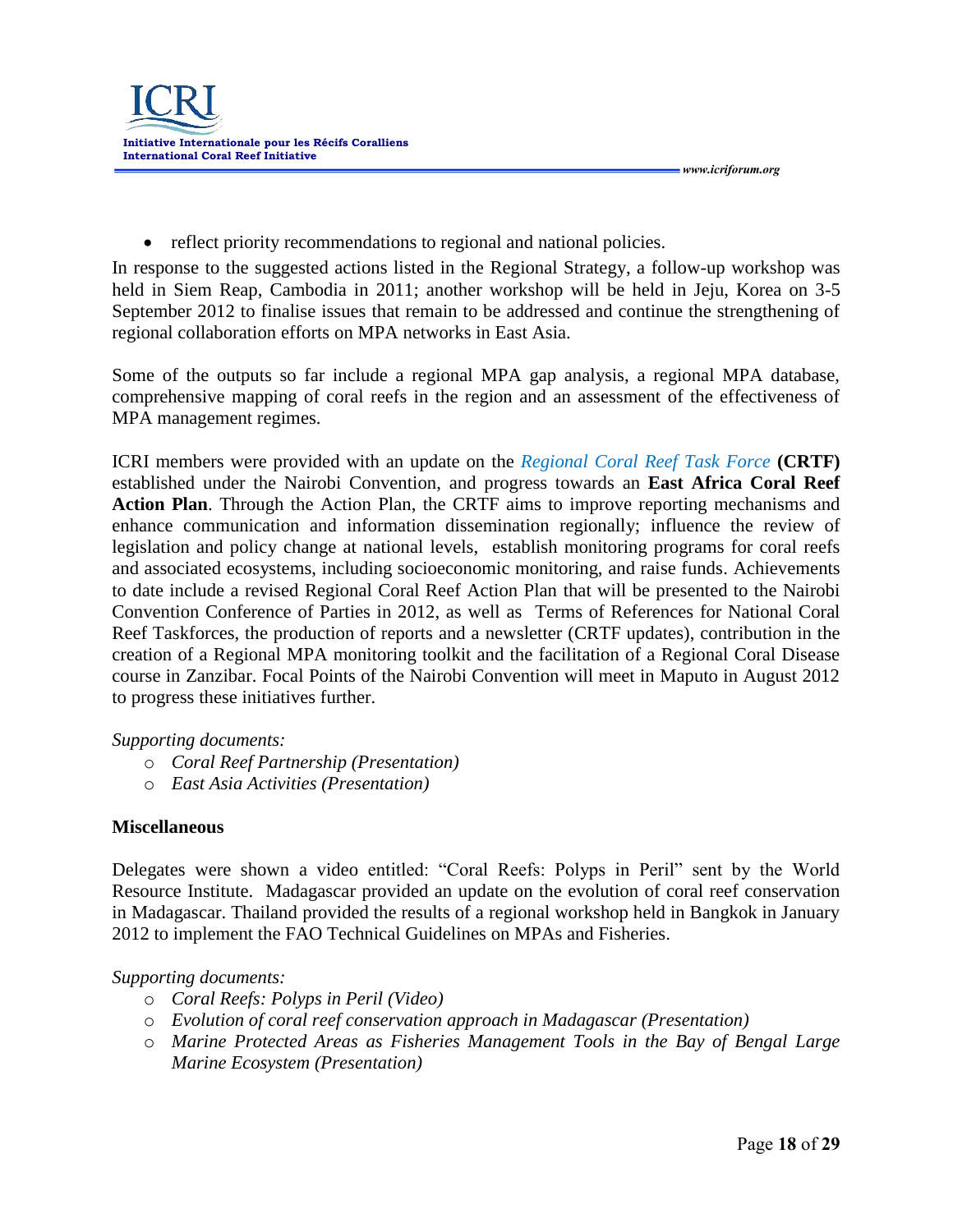- reflect priority recommendations to regional and national policies.

In response to the suggested actions listed in the Regional Strategy, a follow-up workshop was held in Siem Reap, Cambodia in 2011; another workshop will be held in Jeju, Korea on 3-5 September 2012 to finalise issues that remain to be addressed and continue the strengthening of regional collaboration efforts on MPA networks in East Asia.

Some of the outputs so far include a regional MPA gap analysis, a regional MPA database, comprehensive mapping of coral reefs in the region and an assessment of the effectiveness of MPA management regimes.

ICRI members were provided with an update on the *Regional Coral Reef Task Force* **(CRTF)** established under the Nairobi Convention, and progress towards an **East Africa Coral Reef Action Plan**. Through the Action Plan, the CRTF aims to improve reporting mechanisms and enhance communication and information dissemination regionally; influence the review of legislation and policy change at national levels, establish monitoring programs for coral reefs and associated ecosystems, including socioeconomic monitoring, and raise funds. Achievements to date include a revised Regional Coral Reef Action Plan that will be presented to the Nairobi Convention Conference of Parties in 2012, as well as Terms of References for National Coral Reef Taskforces, the production of reports and a newsletter (CRTF updates), contribution in the creation of a Regional MPA monitoring toolkit and the facilitation of a Regional Coral Disease course in Zanzibar. Focal Points of the Nairobi Convention will meet in Maputo in August 2012 to progress these initiatives further.

*Supporting documents:*

- *Coral Reef Partnership (Presentation)*
- *East Asia Activities (Presentation)*

**Miscellaneous**

Delegates were shown a video entitled: "Coral Reefs: Polyps in Peril" sent by the World Resource Institute. Madagascar provided an update on the evolution of coral reef conservation in Madagascar. Thailand provided the results of a regional workshop held in Bangkok in January 2012 to implement the FAO Technical Guidelines on MPAs and Fisheries.

*Supporting documents:*

- *Coral Reefs: Polyps in Peril (Video)*
- *Evolution of coral reef conservation approach in Madagascar (Presentation)*
- *Marine Protected Areas as Fisheries Management Tools in the Bay of Bengal Large Marine Ecosystem (Presentation)*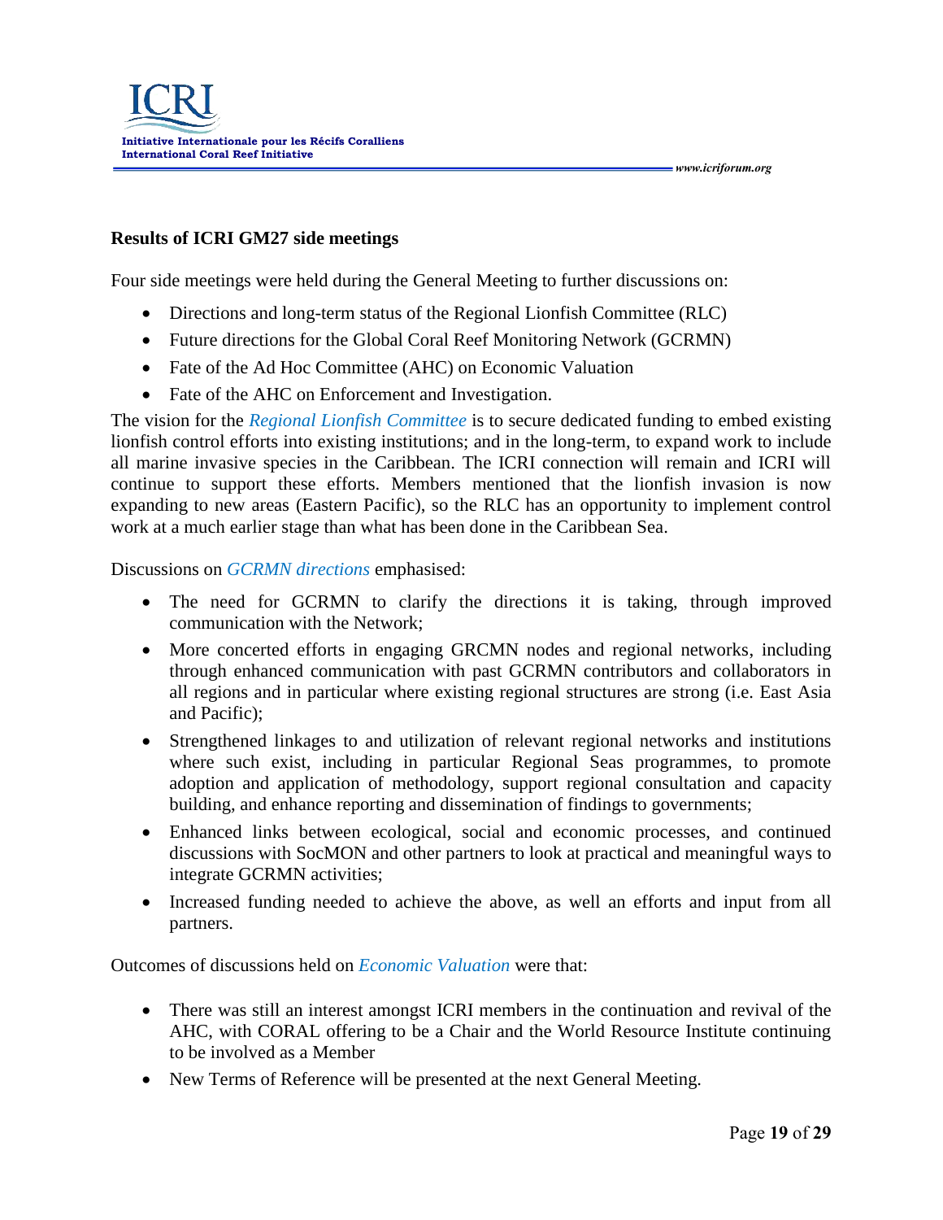## Results of ICRI GM27 side meetings

Four side meetings were held during the General Meeting to further discussions on:

- Directions and long-term status of the Regional Lionfish Committee (RLC)
- Future directions for the Global Coral Reef Monitoring Network (GCRMN)
- Fate of the Ad Hoc Committee (AHC) on Economic Valuation
- Fate of the AHC on Enforcement and Investigation.

The vision for the *Regional Lionfish Committee* is to secure dedicated funding to embed existing lionfish control efforts into existing institutions; and in the long-term, to expand work to include all marine invasive species in the Caribbean. The ICRI connection will remain and ICRI will continue to support these efforts. Members mentioned that the lionfish invasion is now expanding to new areas (Eastern Pacific), so the RLC has an opportunity to implement control work at a much earlier stage than what has been done in the Caribbean Sea.

Discussions on *GCRMN directions* emphasised:

- The need for GCRMN to clarify the directions it is taking, through improved communication with the Network;
- More concerted efforts in engaging GRCMN nodes and regional networks, including through enhanced communication with past GCRMN contributors and collaborators in all regions and in particular where existing regional structures are strong (i.e. East Asia and Pacific);
- Strengthened linkages to and utilization of relevant regional networks and institutions where such exist, including in particular Regional Seas programmes, to promote adoption and application of methodology, support regional consultation and capacity building, and enhance reporting and dissemination of findings to governments;
- Enhanced links between ecological, social and economic processes, and continued discussions with SocMON and other partners to look at practical and meaningful ways to integrate GCRMN activities;
- Increased funding needed to achieve the above, as well an efforts and input from all partners.

Outcomes of discussions held on *Economic Valuation* were that:

- There was still an interest amongst ICRI members in the continuation and revival of the AHC, with CORAL offering to be a Chair and the World Resource Institute continuing to be involved as a Member
- New Terms of Reference will be presented at the next General Meeting.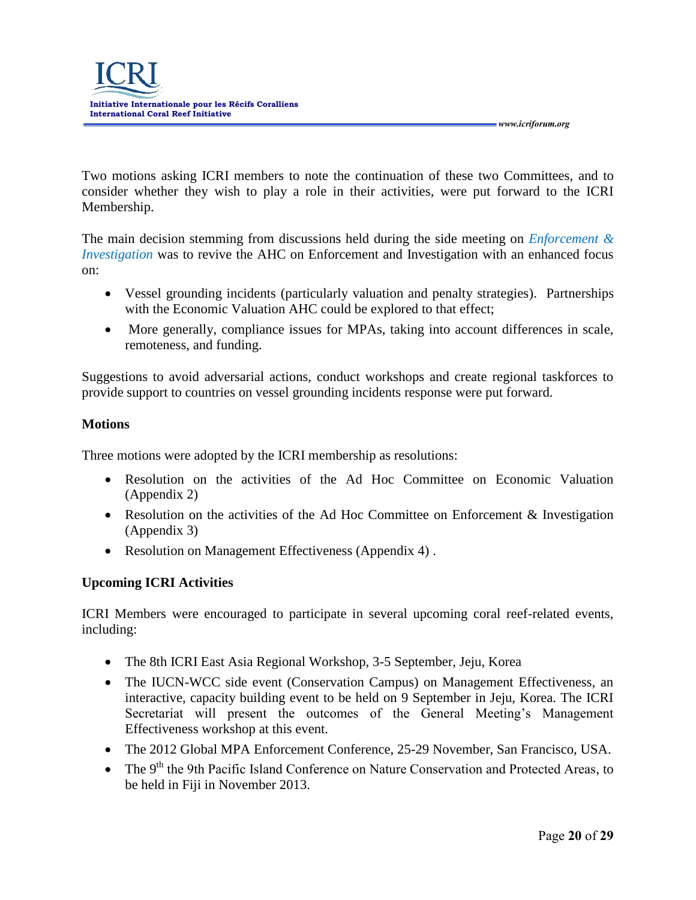Two motions asking ICRI members to note the continuation of these two Committees, and to consider whether they wish to play a role in their activities, were put forward to the ICRI Membership.

The main decision stemming from discussions held during the side meeting on *Enforcement & Investigation* was to revive the AHC on Enforcement and Investigation with an enhanced focus on:

- Vessel grounding incidents (particularly valuation and penalty strategies). Partnerships with the Economic Valuation AHC could be explored to that effect;
- More generally, compliance issues for MPAs, taking into account differences in scale, remoteness, and funding.

Suggestions to avoid adversarial actions, conduct workshops and create regional taskforces to provide support to countries on vessel grounding incidents response were put forward.

**Motions**

Three motions were adopted by the ICRI membership as resolutions:

- Resolution on the activities of the Ad Hoc Committee on Economic Valuation (Appendix 2)
- Resolution on the activities of the Ad Hoc Committee on Enforcement & Investigation (Appendix 3)
- Resolution on Management Effectiveness (Appendix 4) .

**Upcoming ICRI Activities**

ICRI Members were encouraged to participate in several upcoming coral reef-related events, including:

- The 8th ICRI East Asia Regional Workshop, 3-5 September, Jeju, Korea
- The IUCN-WCC side event (Conservation Campus) on Management Effectiveness, an interactive, capacity building event to be held on 9 September in Jeju, Korea. The ICRI Secretariat will present the outcomes of the General Meeting's Management Effectiveness workshop at this event.
- The 2012 Global MPA Enforcement Conference, 25-29 November, San Francisco, USA.
- The 9th the 9th Pacific Island Conference on Nature Conservation and Protected Areas, to be held in Fiji in November 2013.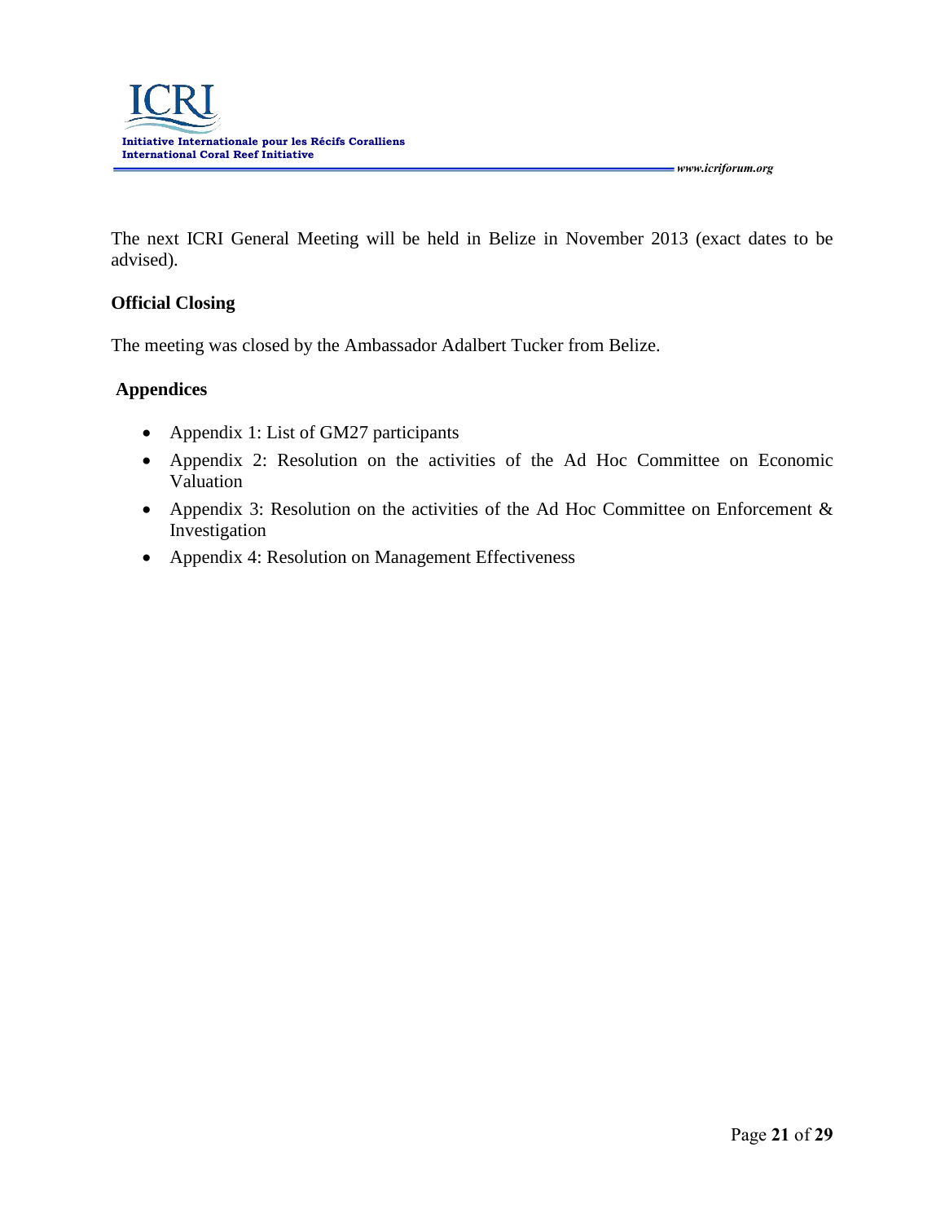The next ICRI General Meeting will be held in Belize in November 2013 (exact dates to be advised).

## Official Closing

The meeting was closed by the Ambassador Adalbert Tucker from Belize.

## Appendices

- Appendix 1: List of GM27 participants
- Appendix 2: Resolution on the activities of the Ad Hoc Committee on Economic Valuation
- Appendix 3: Resolution on the activities of the Ad Hoc Committee on Enforcement & Investigation
- Appendix 4: Resolution on Management Effectiveness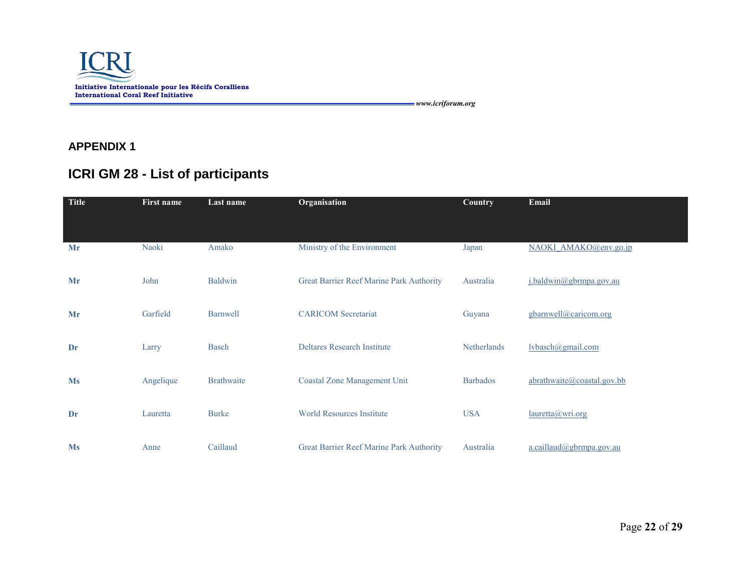## APPENDIX 1

## ICRI GM 28 - List of participants

| Title | First name | Last name | Organisation | Country | Email |
|---|---|---|---|---|---|
| **Mr** | Naoki | Amako | Ministry of the Environment | Japan | NAOKI_AMAKO@env.go.jp |
| **Mr** | John | Baldwin | Great Barrier Reef Marine Park Authority | Australia | j.baldwin@gbrmpa.gov.au |
| **Mr** | Garfield | Barnwell | CARICOM Secretariat | Guyana | gbarnwell@caricom.org |
| **Dr** | Larry | Basch | Deltares Research Institute | Netherlands | lvbasch@gmail.com |
| **Ms** | Angelique | Brathwaite | Coastal Zone Management Unit | Barbados | abrathwaite@coastal.gov.bb |
| **Dr** | Lauretta | Burke | World Resources Institute | USA | lauretta@wri.org |
| **Ms** | Anne | Caillaud | Great Barrier Reef Marine Park Authority | Australia | a.caillaud@gbrmpa.gov.au |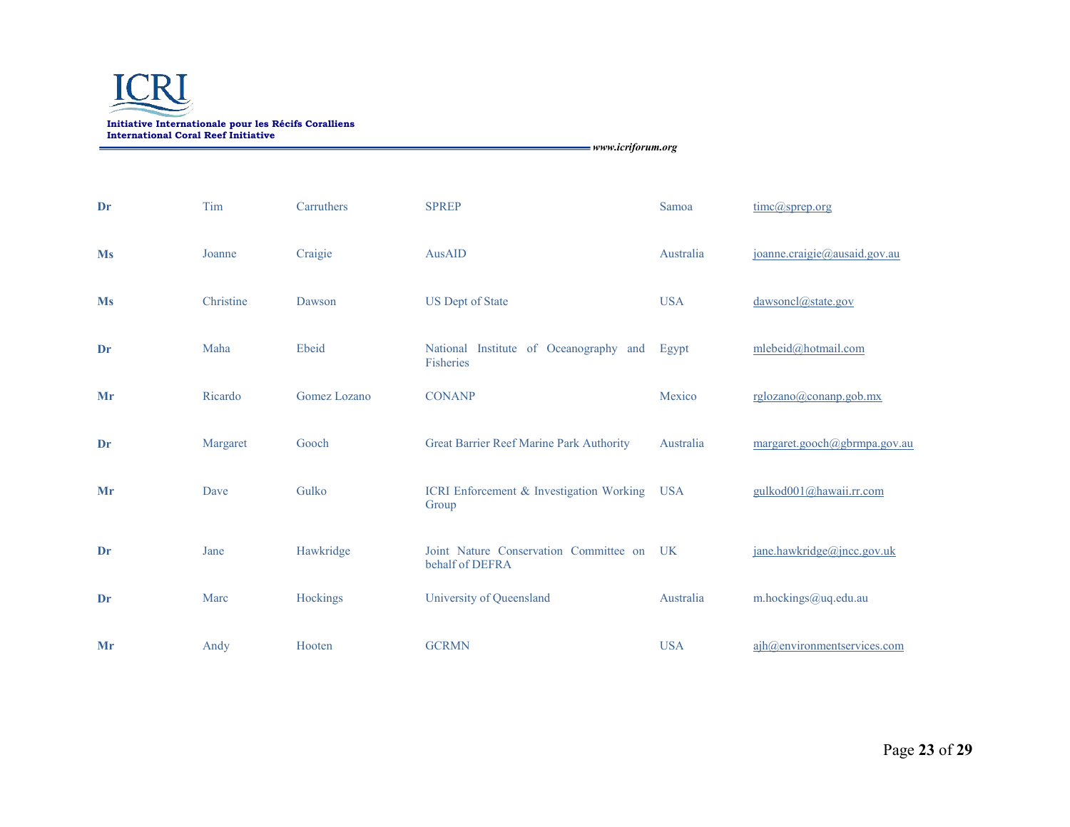| | | | | | |
|---|---|---|---|---|---|
| **Dr** | Tim | Carruthers | SPREP | Samoa | timc@sprep.org |
| **Ms** | Joanne | Craigie | AusAID | Australia | joanne.craigie@ausaid.gov.au |
| **Ms** | Christine | Dawson | US Dept of State | USA | dawsoncl@state.gov |
| **Dr** | Maha | Ebeid | National Institute of Oceanography and Fisheries | Egypt | mlebeid@hotmail.com |
| **Mr** | Ricardo | Gomez Lozano | CONANP | Mexico | rglozano@conanp.gob.mx |
| **Dr** | Margaret | Gooch | Great Barrier Reef Marine Park Authority | Australia | margaret.gooch@gbrmpa.gov.au |
| **Mr** | Dave | Gulko | ICRI Enforcement & Investigation Working Group | USA | gulkod001@hawaii.rr.com |
| **Dr** | Jane | Hawkridge | Joint Nature Conservation Committee on behalf of DEFRA | UK | jane.hawkridge@jncc.gov.uk |
| **Dr** | Marc | Hockings | University of Queensland | Australia | m.hockings@uq.edu.au |
| **Mr** | Andy | Hooten | GCRMN | USA | ajh@environmentservices.com |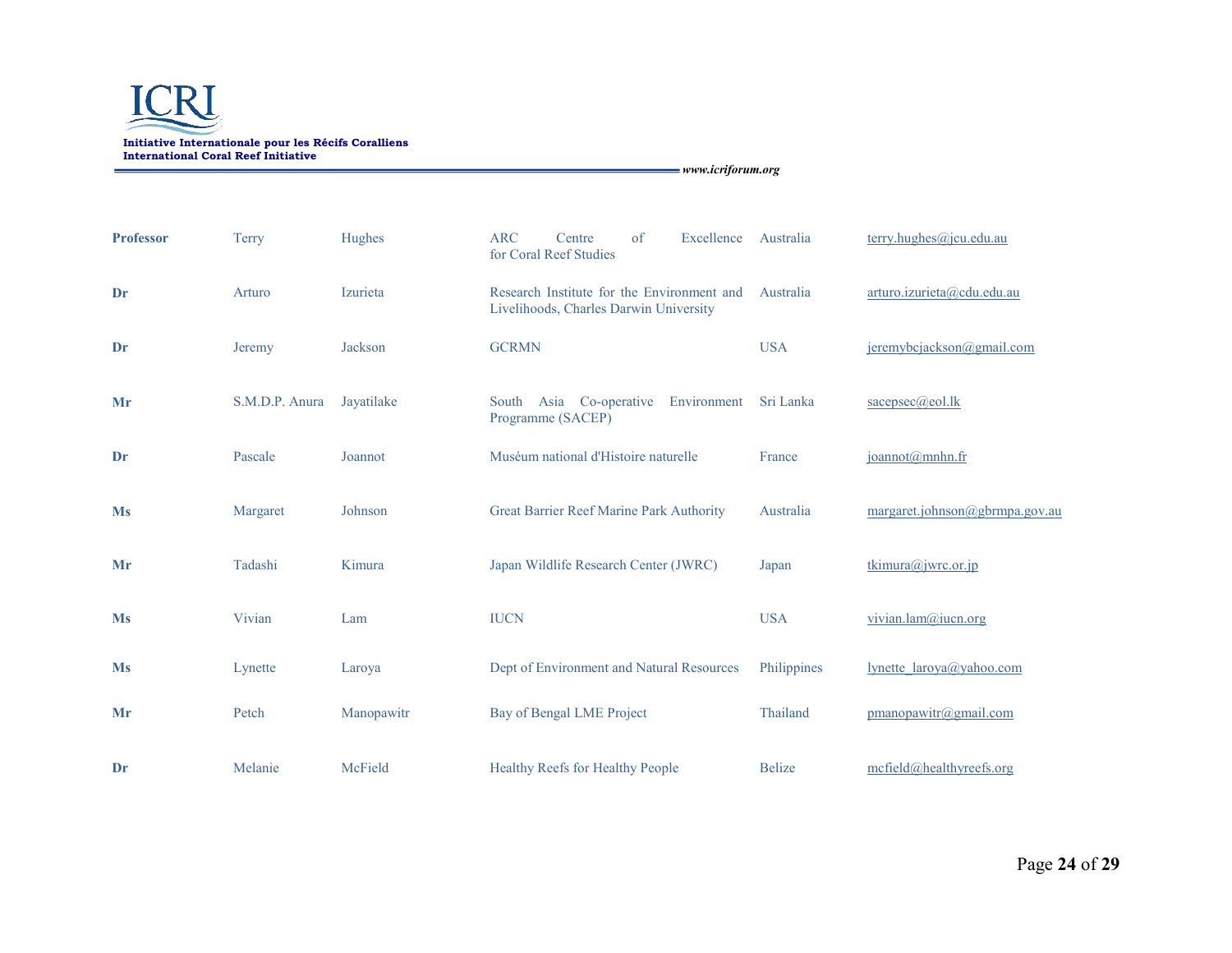| **Professor** | Terry | Hughes | ARC Centre of Excellence for Coral Reef Studies | Australia | terry.hughes@jcu.edu.au |
|---|---|---|---|---|---|
| **Dr** | Arturo | Izurieta | Research Institute for the Environment and Livelihoods, Charles Darwin University | Australia | arturo.izurieta@cdu.edu.au |
| **Dr** | Jeremy | Jackson | GCRMN | USA | jeremybcjackson@gmail.com |
| **Mr** | S.M.D.P. Anura | Jayatilake | South Asia Co-operative Environment Programme (SACEP) | Sri Lanka | sacepsec@eol.lk |
| **Dr** | Pascale | Joannot | Muséum national d'Histoire naturelle | France | joannot@mnhn.fr |
| **Ms** | Margaret | Johnson | Great Barrier Reef Marine Park Authority | Australia | margaret.johnson@gbrmpa.gov.au |
| **Mr** | Tadashi | Kimura | Japan Wildlife Research Center (JWRC) | Japan | tkimura@jwrc.or.jp |
| **Ms** | Vivian | Lam | IUCN | USA | vivian.lam@iucn.org |
| **Ms** | Lynette | Laroya | Dept of Environment and Natural Resources | Philippines | lynette_laroya@yahoo.com |
| **Mr** | Petch | Manopawitr | Bay of Bengal LME Project | Thailand | pmanopawitr@gmail.com |
| **Dr** | Melanie | McField | Healthy Reefs for Healthy People | Belize | mcfield@healthyreefs.org |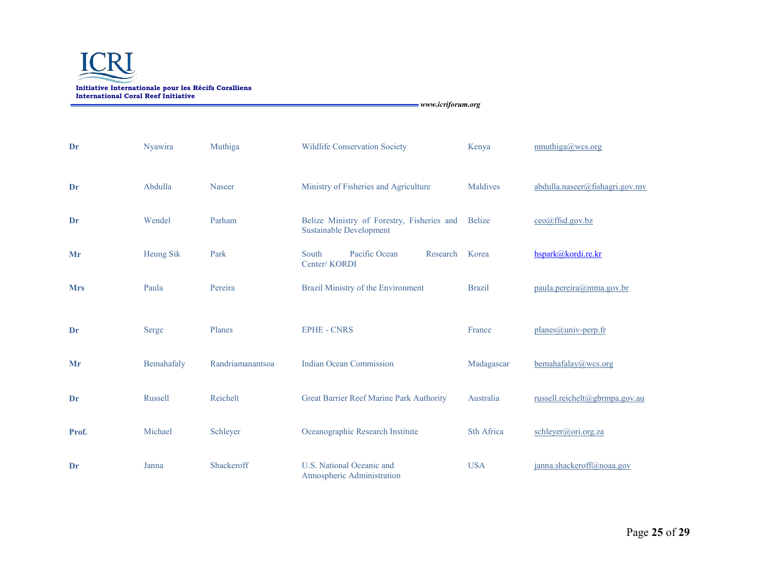| | | | | | |
|---|---|---|---|---|---|
| **Dr** | Nyawira | Muthiga | Wildlife Conservation Society | Kenya | nmuthiga@wcs.org |
| **Dr** | Abdulla | Naseer | Ministry of Fisheries and Agriculture | Maldives | abdulla.naseer@fishagri.gov.mv |
| **Dr** | Wendel | Parham | Belize Ministry of Forestry, Fisheries and Sustainable Development | Belize | ceo@ffsd.gov.bz |
| **Mr** | Heung Sik | Park | South Pacific Ocean Research Center/ KORDI | Korea | hspark@kordi.re.kr |
| **Mrs** | Paula | Pereira | Brazil Ministry of the Environment | Brazil | paula.pereira@mma.gov.br |
| **Dr** | Serge | Planes | EPHE - CNRS | France | planes@univ-perp.fr |
| **Mr** | Bemahafaly | Randriamanantsoa | Indian Ocean Commission | Madagascar | bemahafalay@wcs.org |
| **Dr** | Russell | Reichelt | Great Barrier Reef Marine Park Authority | Australia | russell.reichelt@gbrmpa.gov.au |
| **Prof.** | Michael | Schleyer | Oceanographic Research Institute | Sth Africa | schleyer@ori.org.za |
| **Dr** | Janna | Shackeroff | U.S. National Oceanic and Atmospheric Administration | USA | janna.shackeroff@noaa.gov |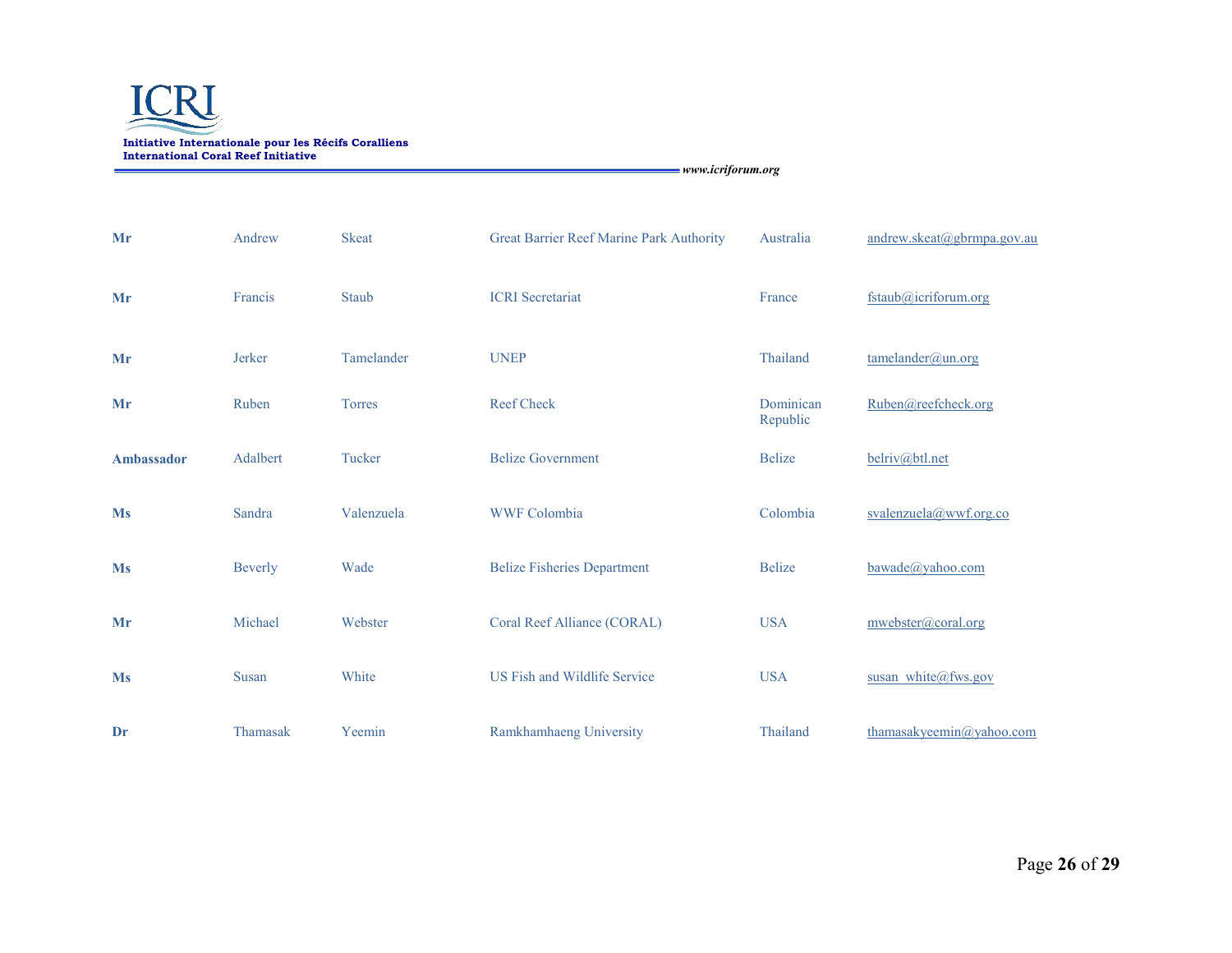| | | | | | |
|---|---|---|---|---|---|
| **Mr** | Andrew | Skeat | Great Barrier Reef Marine Park Authority | Australia | andrew.skeat@gbrmpa.gov.au |
| **Mr** | Francis | Staub | ICRI Secretariat | France | fstaub@icriforum.org |
| **Mr** | Jerker | Tamelander | UNEP | Thailand | tamelander@un.org |
| **Mr** | Ruben | Torres | Reef Check | Dominican Republic | Ruben@reefcheck.org |
| **Ambassador** | Adalbert | Tucker | Belize Government | Belize | belriv@btl.net |
| **Ms** | Sandra | Valenzuela | WWF Colombia | Colombia | svalenzuela@wwf.org.co |
| **Ms** | Beverly | Wade | Belize Fisheries Department | Belize | bawade@yahoo.com |
| **Mr** | Michael | Webster | Coral Reef Alliance (CORAL) | USA | mwebster@coral.org |
| **Ms** | Susan | White | US Fish and Wildlife Service | USA | susan_white@fws.gov |
| **Dr** | Thamasak | Yeemin | Ramkhamhaeng University | Thailand | thamasakyeemin@yahoo.com |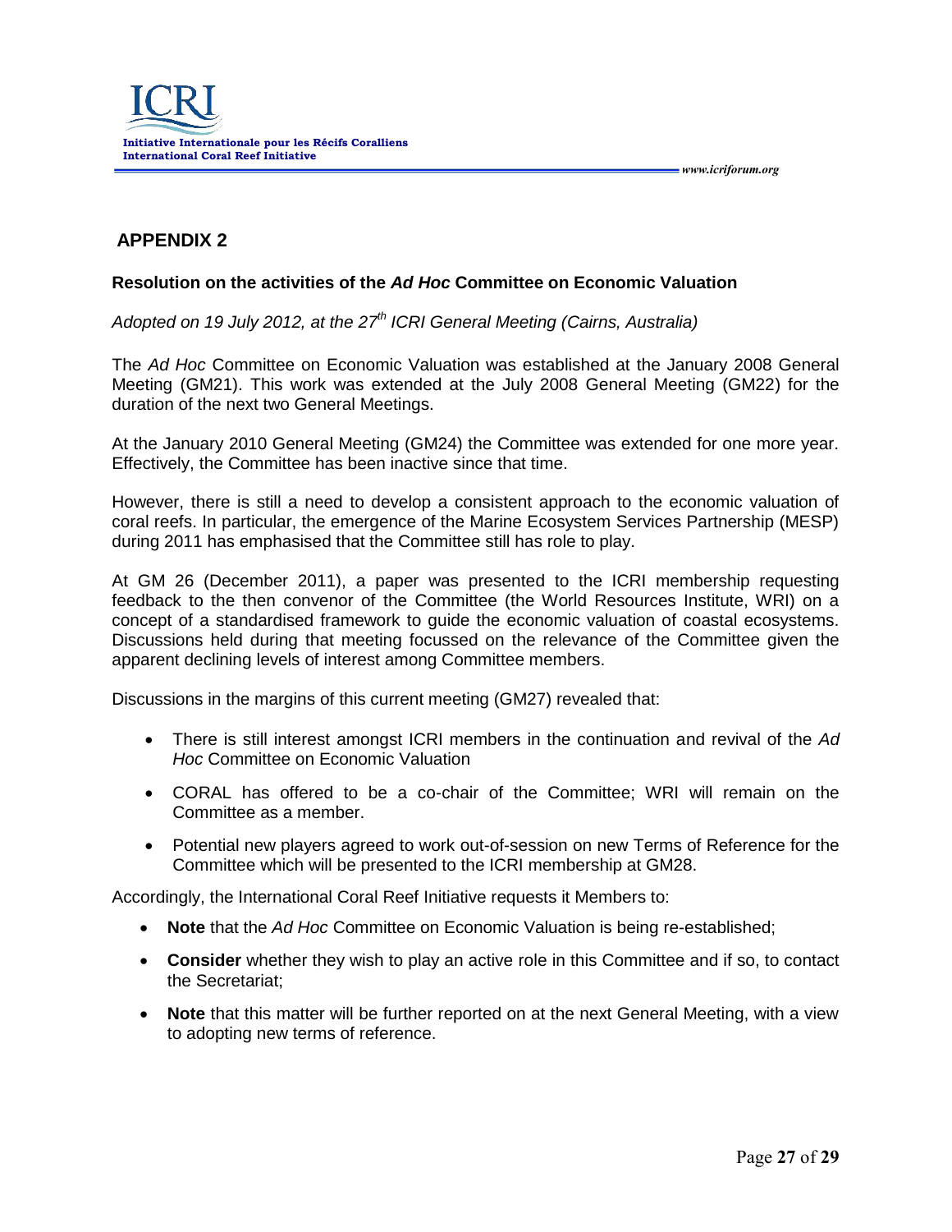## APPENDIX 2

### Resolution on the activities of the *Ad Hoc* Committee on Economic Valuation

*Adopted on 19 July 2012, at the 27th ICRI General Meeting (Cairns, Australia)*

The *Ad Hoc* Committee on Economic Valuation was established at the January 2008 General Meeting (GM21). This work was extended at the July 2008 General Meeting (GM22) for the duration of the next two General Meetings.

At the January 2010 General Meeting (GM24) the Committee was extended for one more year. Effectively, the Committee has been inactive since that time.

However, there is still a need to develop a consistent approach to the economic valuation of coral reefs. In particular, the emergence of the Marine Ecosystem Services Partnership (MESP) during 2011 has emphasised that the Committee still has role to play.

At GM 26 (December 2011), a paper was presented to the ICRI membership requesting feedback to the then convenor of the Committee (the World Resources Institute, WRI) on a concept of a standardised framework to guide the economic valuation of coastal ecosystems. Discussions held during that meeting focussed on the relevance of the Committee given the apparent declining levels of interest among Committee members.

Discussions in the margins of this current meeting (GM27) revealed that:

- There is still interest amongst ICRI members in the continuation and revival of the *Ad Hoc* Committee on Economic Valuation
- CORAL has offered to be a co-chair of the Committee; WRI will remain on the Committee as a member.
- Potential new players agreed to work out-of-session on new Terms of Reference for the Committee which will be presented to the ICRI membership at GM28.

Accordingly, the International Coral Reef Initiative requests it Members to:

- **Note** that the *Ad Hoc* Committee on Economic Valuation is being re-established;
- **Consider** whether they wish to play an active role in this Committee and if so, to contact the Secretariat;
- **Note** that this matter will be further reported on at the next General Meeting, with a view to adopting new terms of reference.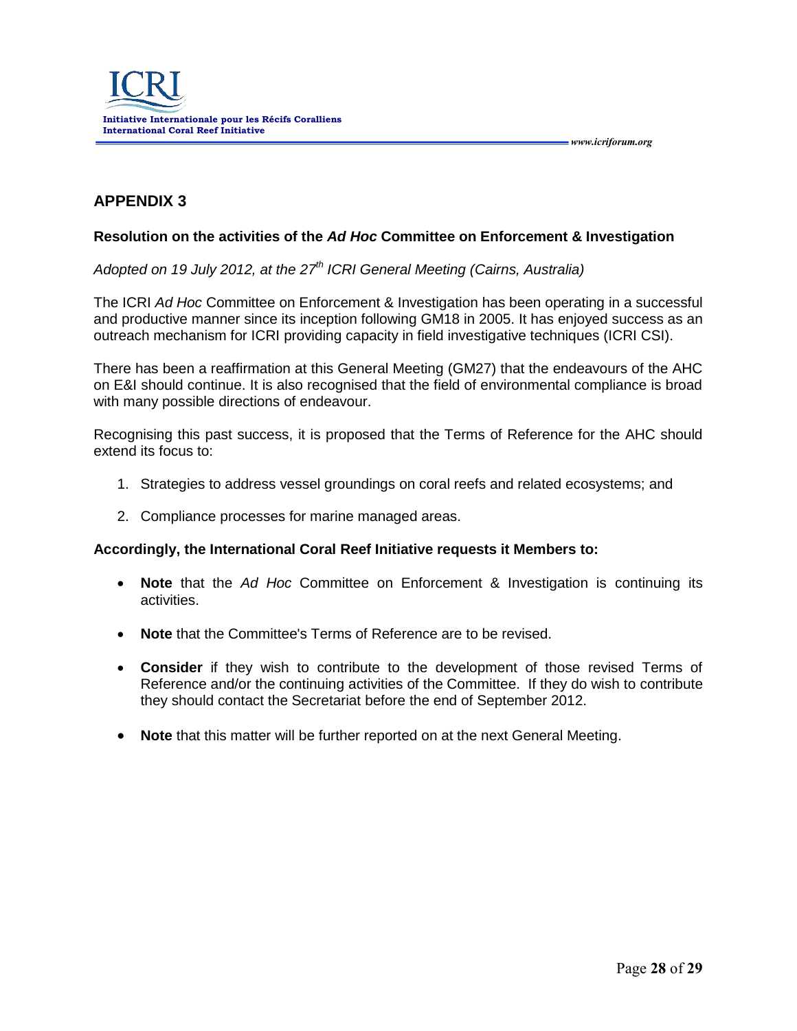## APPENDIX 3

### Resolution on the activities of the *Ad Hoc* Committee on Enforcement & Investigation

*Adopted on 19 July 2012, at the 27th ICRI General Meeting (Cairns, Australia)*

The ICRI *Ad Hoc* Committee on Enforcement & Investigation has been operating in a successful and productive manner since its inception following GM18 in 2005. It has enjoyed success as an outreach mechanism for ICRI providing capacity in field investigative techniques (ICRI CSI).

There has been a reaffirmation at this General Meeting (GM27) that the endeavours of the AHC on E&I should continue. It is also recognised that the field of environmental compliance is broad with many possible directions of endeavour.

Recognising this past success, it is proposed that the Terms of Reference for the AHC should extend its focus to:

1. Strategies to address vessel groundings on coral reefs and related ecosystems; and
2. Compliance processes for marine managed areas.

**Accordingly, the International Coral Reef Initiative requests it Members to:**

- **Note** that the *Ad Hoc* Committee on Enforcement & Investigation is continuing its activities.
- **Note** that the Committee's Terms of Reference are to be revised.
- **Consider** if they wish to contribute to the development of those revised Terms of Reference and/or the continuing activities of the Committee. If they do wish to contribute they should contact the Secretariat before the end of September 2012.
- **Note** that this matter will be further reported on at the next General Meeting.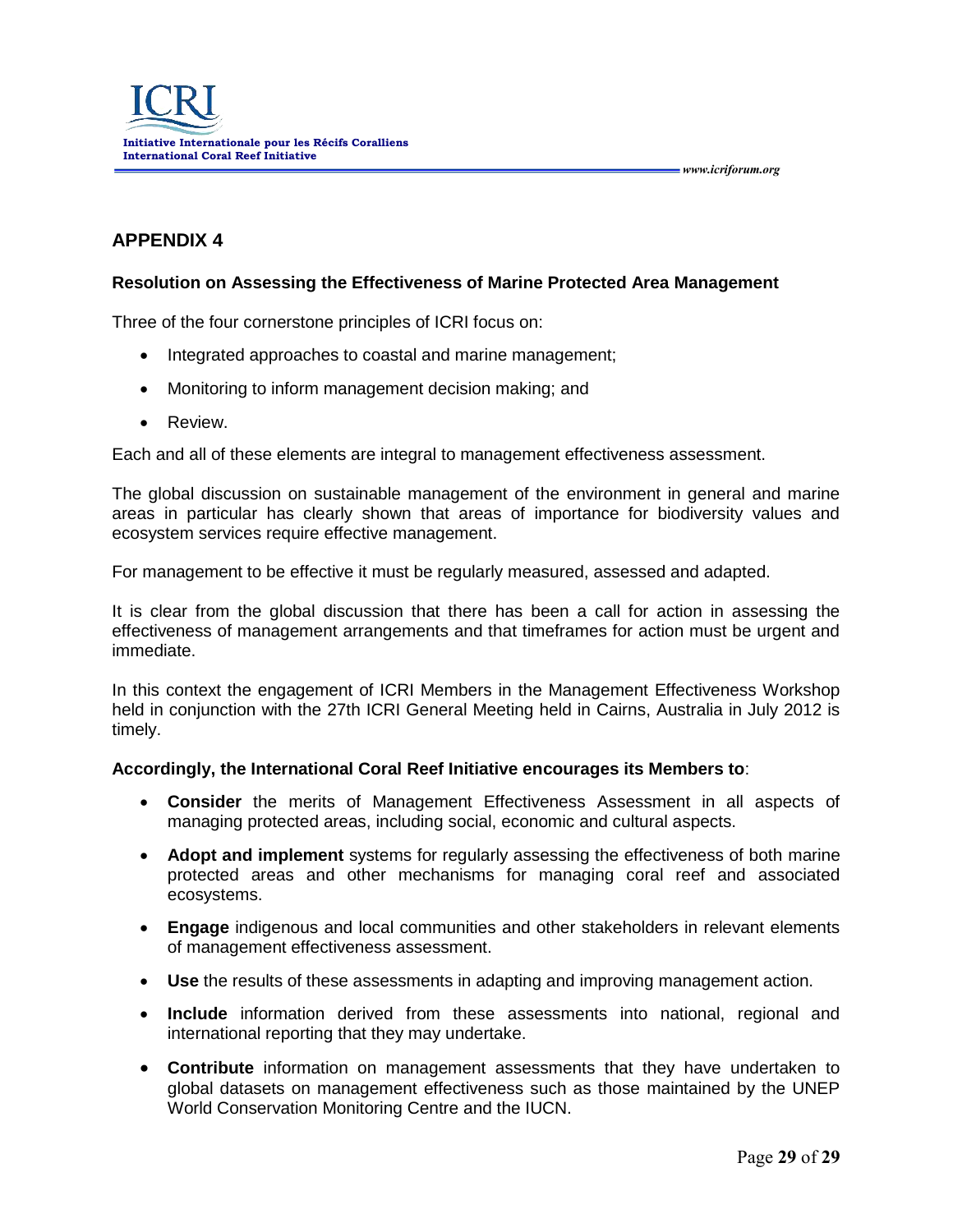## APPENDIX 4

### Resolution on Assessing the Effectiveness of Marine Protected Area Management

Three of the four cornerstone principles of ICRI focus on:

- Integrated approaches to coastal and marine management;
- Monitoring to inform management decision making; and
- Review.

Each and all of these elements are integral to management effectiveness assessment.

The global discussion on sustainable management of the environment in general and marine areas in particular has clearly shown that areas of importance for biodiversity values and ecosystem services require effective management.

For management to be effective it must be regularly measured, assessed and adapted.

It is clear from the global discussion that there has been a call for action in assessing the effectiveness of management arrangements and that timeframes for action must be urgent and immediate.

In this context the engagement of ICRI Members in the Management Effectiveness Workshop held in conjunction with the 27th ICRI General Meeting held in Cairns, Australia in July 2012 is timely.

**Accordingly, the International Coral Reef Initiative encourages its Members to**:

- **Consider** the merits of Management Effectiveness Assessment in all aspects of managing protected areas, including social, economic and cultural aspects.
- **Adopt and implement** systems for regularly assessing the effectiveness of both marine protected areas and other mechanisms for managing coral reef and associated ecosystems.
- **Engage** indigenous and local communities and other stakeholders in relevant elements of management effectiveness assessment.
- **Use** the results of these assessments in adapting and improving management action.
- **Include** information derived from these assessments into national, regional and international reporting that they may undertake.
- **Contribute** information on management assessments that they have undertaken to global datasets on management effectiveness such as those maintained by the UNEP World Conservation Monitoring Centre and the IUCN.